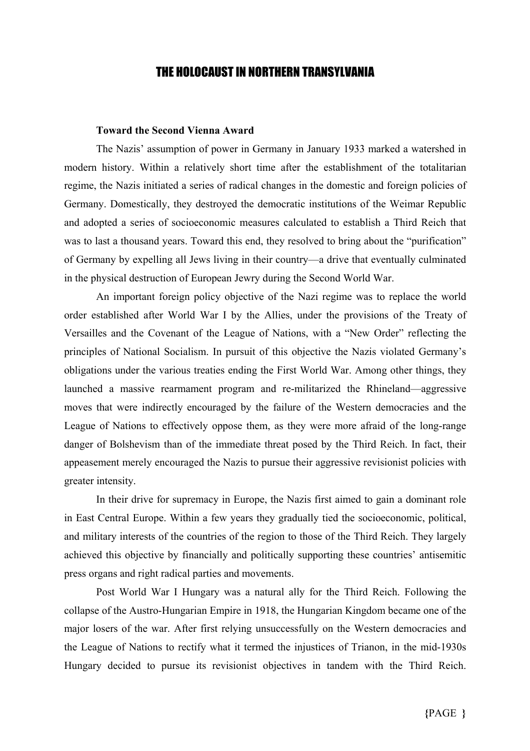# THE HOLOCAUST IN NORTHERN TRANSYLVANIA

## Toward the Second Vienna Award

The Nazis' assumption of power in Germany in January 1933 marked a watershed in modern history. Within a relatively short time after the establishment of the totalitarian regime, the Nazis initiated a series of radical changes in the domestic and foreign policies of Germany. Domestically, they destroyed the democratic institutions of the Weimar Republic and adopted a series of socioeconomic measures calculated to establish a Third Reich that was to last a thousand years. Toward this end, they resolved to bring about the "purification" of Germany by expelling all Jews living in their country—a drive that eventually culminated in the physical destruction of European Jewry during the Second World War.

An important foreign policy objective of the Nazi regime was to replace the world order established after World War I by the Allies, under the provisions of the Treaty of Versailles and the Covenant of the League of Nations, with a "New Order" reflecting the principles of National Socialism. In pursuit of this objective the Nazis violated Germany's obligations under the various treaties ending the First World War. Among other things, they launched a massive rearmament program and re-militarized the Rhineland—aggressive moves that were indirectly encouraged by the failure of the Western democracies and the League of Nations to effectively oppose them, as they were more afraid of the long-range danger of Bolshevism than of the immediate threat posed by the Third Reich. In fact, their appeasement merely encouraged the Nazis to pursue their aggressive revisionist policies with greater intensity.

In their drive for supremacy in Europe, the Nazis first aimed to gain a dominant role in East Central Europe. Within a few years they gradually tied the socioeconomic, political, and military interests of the countries of the region to those of the Third Reich. They largely achieved this objective by financially and politically supporting these countries' antisemitic press organs and right radical parties and movements.

Post World War I Hungary was a natural ally for the Third Reich. Following the collapse of the Austro-Hungarian Empire in 1918, the Hungarian Kingdom became one of the major losers of the war. After first relying unsuccessfully on the Western democracies and the League of Nations to rectify what it termed the injustices of Trianon, in the mid-1930s Hungary decided to pursue its revisionist objectives in tandem with the Third Reich.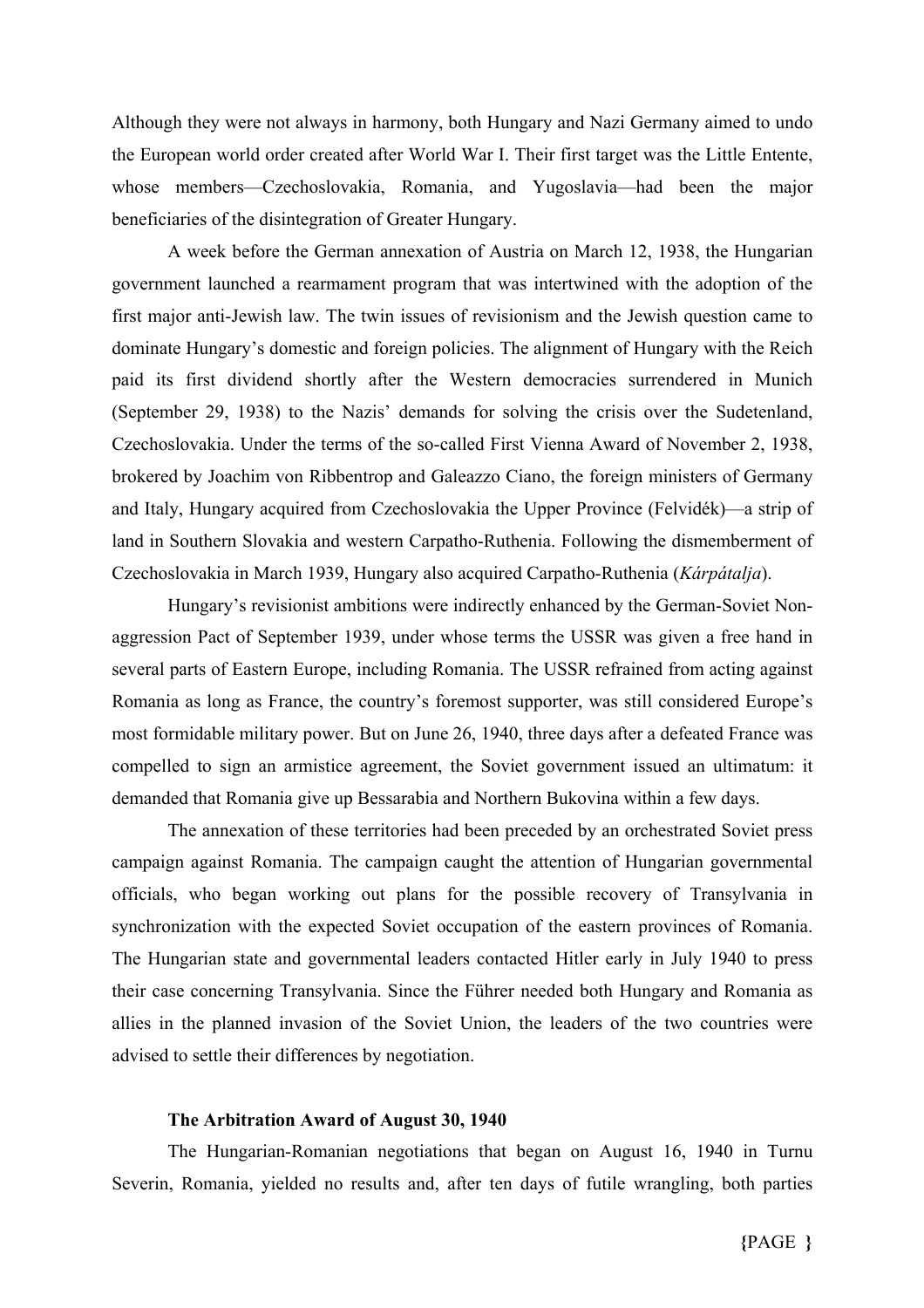Although they were not always in harmony, both Hungary and Nazi Germany aimed to undo the European world order created after World War I. Their first target was the Little Entente, whose members—Czechoslovakia, Romania, and Yugoslavia—had been the major beneficiaries of the disintegration of Greater Hungary.

A week before the German annexation of Austria on March 12, 1938, the Hungarian government launched a rearmament program that was intertwined with the adoption of the first major anti-Jewish law. The twin issues of revisionism and the Jewish question came to dominate Hungary's domestic and foreign policies. The alignment of Hungary with the Reich paid its first dividend shortly after the Western democracies surrendered in Munich (September 29, 1938) to the Nazis' demands for solving the crisis over the Sudetenland, Czechoslovakia. Under the terms of the so-called First Vienna Award of November 2, 1938, brokered by Joachim von Ribbentrop and Galeazzo Ciano, the foreign ministers of Germany and Italy, Hungary acquired from Czechoslovakia the Upper Province (Felvidék)—a strip of land in Southern Slovakia and western Carpatho-Ruthenia. Following the dismemberment of Czechoslovakia in March 1939, Hungary also acquired Carpatho-Ruthenia (*Kárpátalja*).

Hungary's revisionist ambitions were indirectly enhanced by the German-Soviet Non-aggression Pact of September 1939, under whose terms the USSR was given a free hand in several parts of Eastern Europe, including Romania. The USSR refrained from acting against Romania as long as France, the country's foremost supporter, was still considered Europe's most formidable military power. But on June 26, 1940, three days after a defeated France was compelled to sign an armistice agreement, the Soviet government issued an ultimatum: it demanded that Romania give up Bessarabia and Northern Bukovina within a few days.

The annexation of these territories had been preceded by an orchestrated Soviet press campaign against Romania. The campaign caught the attention of Hungarian governmental officials, who began working out plans for the possible recovery of Transylvania in synchronization with the expected Soviet occupation of the eastern provinces of Romania. The Hungarian state and governmental leaders contacted Hitler early in July 1940 to press their case concerning Transylvania. Since the Führer needed both Hungary and Romania as allies in the planned invasion of the Soviet Union, the leaders of the two countries were advised to settle their differences by negotiation.

### The Arbitration Award of August 30, 1940

The Hungarian-Romanian negotiations that began on August 16, 1940 in Turnu Severin, Romania, yielded no results and, after ten days of futile wrangling, both parties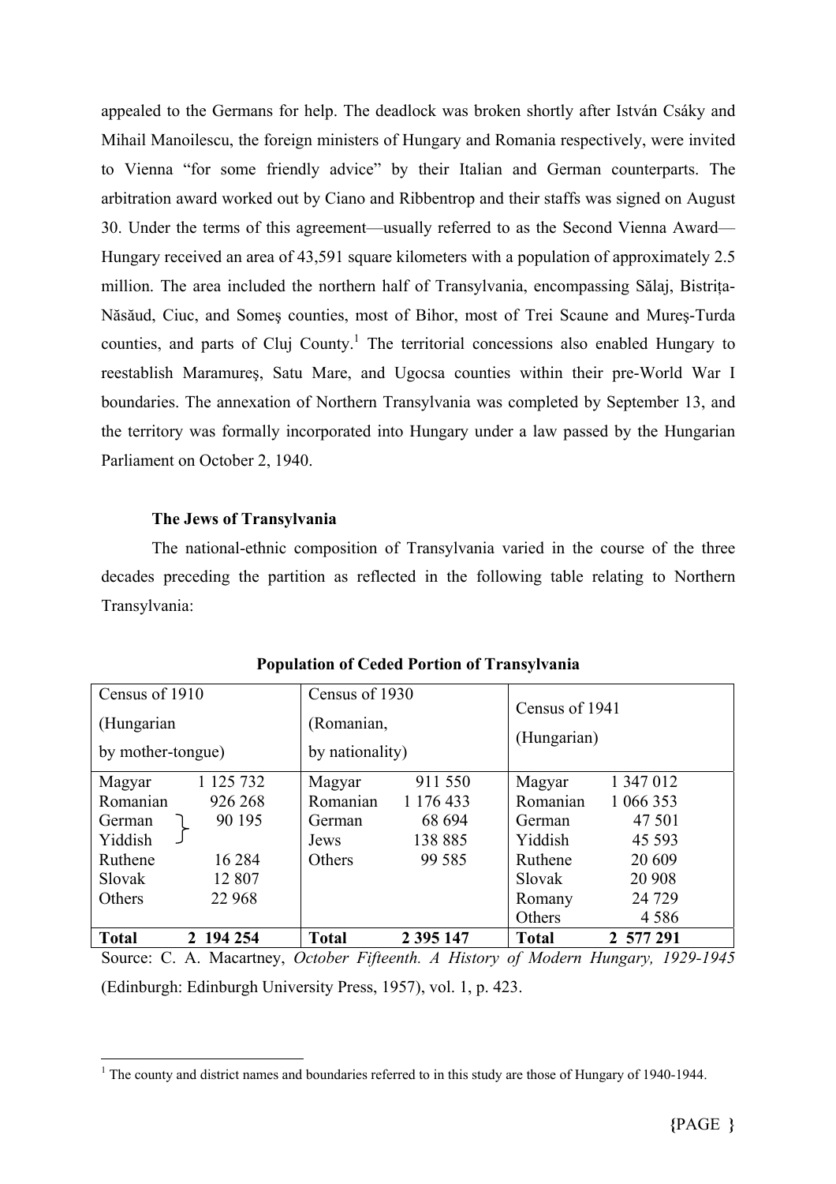appealed to the Germans for help. The deadlock was broken shortly after István Csáky and Mihail Manoilescu, the foreign ministers of Hungary and Romania respectively, were invited to Vienna "for some friendly advice" by their Italian and German counterparts. The arbitration award worked out by Ciano and Ribbentrop and their staffs was signed on August 30. Under the terms of this agreement—usually referred to as the Second Vienna Award—Hungary received an area of 43,591 square kilometers with a population of approximately 2.5 million. The area included the northern half of Transylvania, encompassing Sălaj, Bistriţa-Năsăud, Ciuc, and Someş counties, most of Bihor, most of Trei Scaune and Mureş-Turda counties, and parts of Cluj County.[1] The territorial concessions also enabled Hungary to reestablish Maramureş, Satu Mare, and Ugocsa counties within their pre-World War I boundaries. The annexation of Northern Transylvania was completed by September 13, and the territory was formally incorporated into Hungary under a law passed by the Hungarian Parliament on October 2, 1940.

### The Jews of Transylvania

The national-ethnic composition of Transylvania varied in the course of the three decades preceding the partition as reflected in the following table relating to Northern Transylvania:

**Population of Ceded Portion of Transylvania**

| Census of 1910 (Hungarian by mother-tongue) | | Census of 1930 (Romanian, by nationality) | | Census of 1941 (Hungarian) | |
|---|---|---|---|---|---|
| Magyar | 1 125 732 | Magyar | 911 550 | Magyar | 1 347 012 |
| Romanian | 926 268 | Romanian | 1 176 433 | Romanian | 1 066 353 |
| German } | 90 195 | German | 68 694 | German | 47 501 |
| Yiddish } | | Jews | 138 885 | Yiddish | 45 593 |
| Ruthene | 16 284 | Others | 99 585 | Ruthene | 20 609 |
| Slovak | 12 807 | | | Slovak | 20 908 |
| Others | 22 968 | | | Romany | 24 729 |
| | | | | Others | 4 586 |
| **Total** | **2 194 254** | **Total** | **2 395 147** | **Total** | **2 577 291** |

Source: C. A. Macartney, *October Fifteenth. A History of Modern Hungary, 1929-1945* (Edinburgh: Edinburgh University Press, 1957), vol. 1, p. 423.

---

[1] The county and district names and boundaries referred to in this study are those of Hungary of 1940-1944.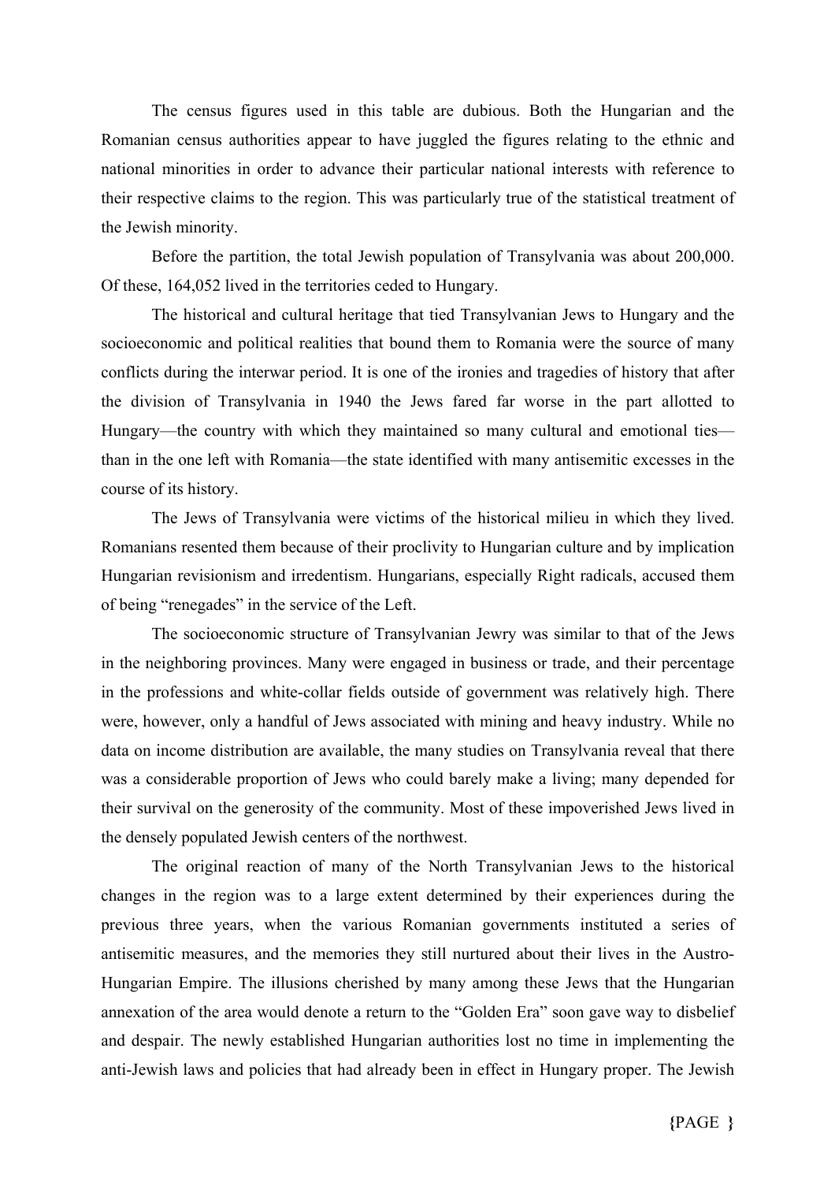The census figures used in this table are dubious. Both the Hungarian and the Romanian census authorities appear to have juggled the figures relating to the ethnic and national minorities in order to advance their particular national interests with reference to their respective claims to the region. This was particularly true of the statistical treatment of the Jewish minority.

Before the partition, the total Jewish population of Transylvania was about 200,000. Of these, 164,052 lived in the territories ceded to Hungary.

The historical and cultural heritage that tied Transylvanian Jews to Hungary and the socioeconomic and political realities that bound them to Romania were the source of many conflicts during the interwar period. It is one of the ironies and tragedies of history that after the division of Transylvania in 1940 the Jews fared far worse in the part allotted to Hungary—the country with which they maintained so many cultural and emotional ties—than in the one left with Romania—the state identified with many antisemitic excesses in the course of its history.

The Jews of Transylvania were victims of the historical milieu in which they lived. Romanians resented them because of their proclivity to Hungarian culture and by implication Hungarian revisionism and irredentism. Hungarians, especially Right radicals, accused them of being "renegades" in the service of the Left.

The socioeconomic structure of Transylvanian Jewry was similar to that of the Jews in the neighboring provinces. Many were engaged in business or trade, and their percentage in the professions and white-collar fields outside of government was relatively high. There were, however, only a handful of Jews associated with mining and heavy industry. While no data on income distribution are available, the many studies on Transylvania reveal that there was a considerable proportion of Jews who could barely make a living; many depended for their survival on the generosity of the community. Most of these impoverished Jews lived in the densely populated Jewish centers of the northwest.

The original reaction of many of the North Transylvanian Jews to the historical changes in the region was to a large extent determined by their experiences during the previous three years, when the various Romanian governments instituted a series of antisemitic measures, and the memories they still nurtured about their lives in the Austro-Hungarian Empire. The illusions cherished by many among these Jews that the Hungarian annexation of the area would denote a return to the "Golden Era" soon gave way to disbelief and despair. The newly established Hungarian authorities lost no time in implementing the anti-Jewish laws and policies that had already been in effect in Hungary proper. The Jewish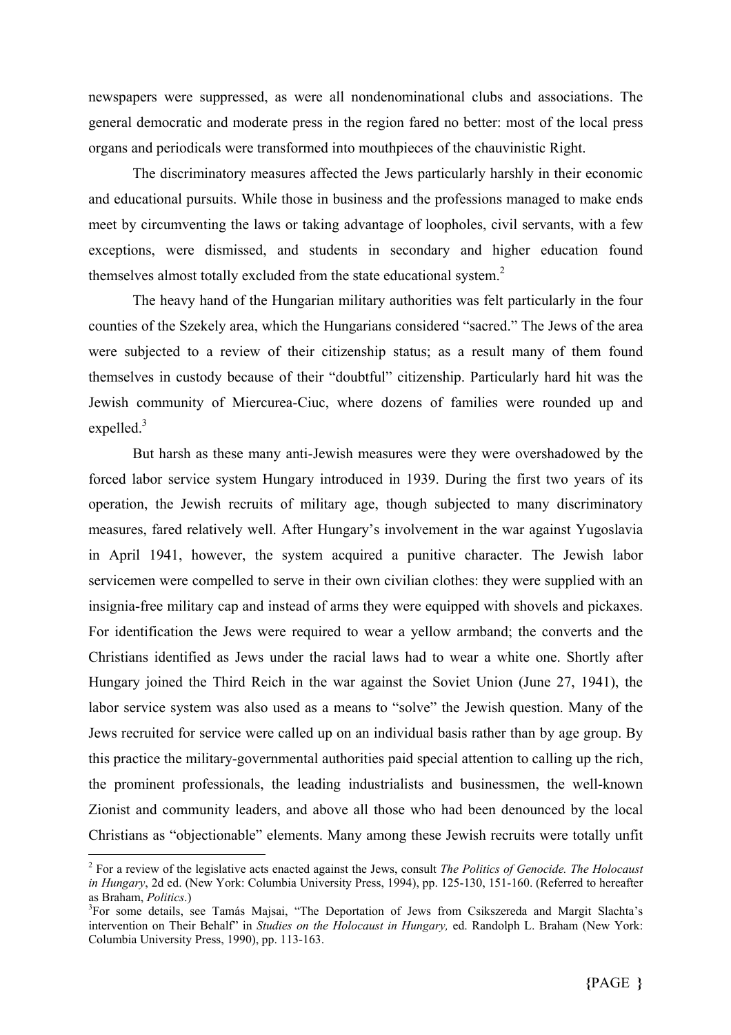newspapers were suppressed, as were all nondenominational clubs and associations. The general democratic and moderate press in the region fared no better: most of the local press organs and periodicals were transformed into mouthpieces of the chauvinistic Right.

The discriminatory measures affected the Jews particularly harshly in their economic and educational pursuits. While those in business and the professions managed to make ends meet by circumventing the laws or taking advantage of loopholes, civil servants, with a few exceptions, were dismissed, and students in secondary and higher education found themselves almost totally excluded from the state educational system.[2]

The heavy hand of the Hungarian military authorities was felt particularly in the four counties of the Szekely area, which the Hungarians considered "sacred." The Jews of the area were subjected to a review of their citizenship status; as a result many of them found themselves in custody because of their "doubtful" citizenship. Particularly hard hit was the Jewish community of Miercurea-Ciuc, where dozens of families were rounded up and expelled.[3]

But harsh as these many anti-Jewish measures were they were overshadowed by the forced labor service system Hungary introduced in 1939. During the first two years of its operation, the Jewish recruits of military age, though subjected to many discriminatory measures, fared relatively well. After Hungary's involvement in the war against Yugoslavia in April 1941, however, the system acquired a punitive character. The Jewish labor servicemen were compelled to serve in their own civilian clothes: they were supplied with an insignia-free military cap and instead of arms they were equipped with shovels and pickaxes. For identification the Jews were required to wear a yellow armband; the converts and the Christians identified as Jews under the racial laws had to wear a white one. Shortly after Hungary joined the Third Reich in the war against the Soviet Union (June 27, 1941), the labor service system was also used as a means to "solve" the Jewish question. Many of the Jews recruited for service were called up on an individual basis rather than by age group. By this practice the military-governmental authorities paid special attention to calling up the rich, the prominent professionals, the leading industrialists and businessmen, the well-known Zionist and community leaders, and above all those who had been denounced by the local Christians as "objectionable" elements. Many among these Jewish recruits were totally unfit

---

[2] For a review of the legislative acts enacted against the Jews, consult *The Politics of Genocide. The Holocaust in Hungary*, 2d ed. (New York: Columbia University Press, 1994), pp. 125-130, 151-160. (Referred to hereafter as Braham, *Politics*.)

[3] For some details, see Tamás Majsai, "The Deportation of Jews from Csikszereda and Margit Slachta's intervention on Their Behalf" in *Studies on the Holocaust in Hungary,* ed. Randolph L. Braham (New York: Columbia University Press, 1990), pp. 113-163.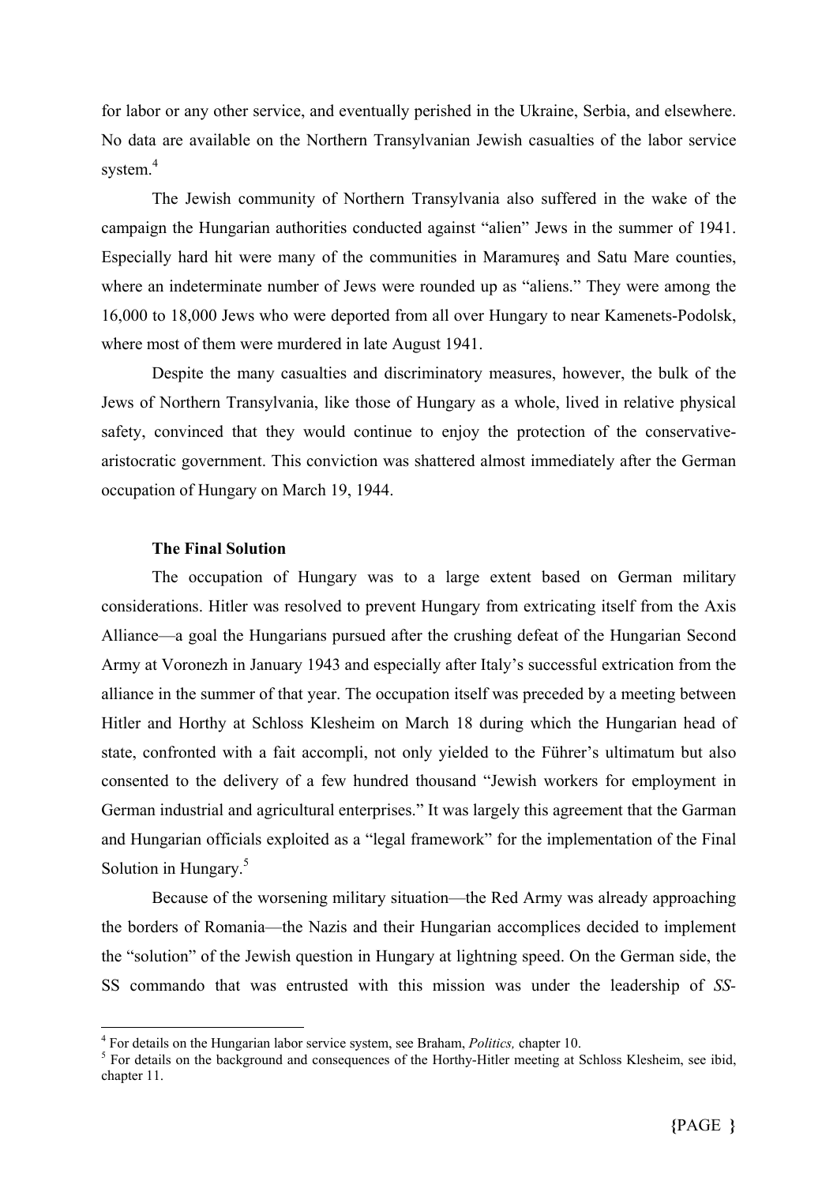for labor or any other service, and eventually perished in the Ukraine, Serbia, and elsewhere. No data are available on the Northern Transylvanian Jewish casualties of the labor service system.[4]

The Jewish community of Northern Transylvania also suffered in the wake of the campaign the Hungarian authorities conducted against "alien" Jews in the summer of 1941. Especially hard hit were many of the communities in Maramureş and Satu Mare counties, where an indeterminate number of Jews were rounded up as "aliens." They were among the 16,000 to 18,000 Jews who were deported from all over Hungary to near Kamenets-Podolsk, where most of them were murdered in late August 1941.

Despite the many casualties and discriminatory measures, however, the bulk of the Jews of Northern Transylvania, like those of Hungary as a whole, lived in relative physical safety, convinced that they would continue to enjoy the protection of the conservative-aristocratic government. This conviction was shattered almost immediately after the German occupation of Hungary on March 19, 1944.

**The Final Solution**

The occupation of Hungary was to a large extent based on German military considerations. Hitler was resolved to prevent Hungary from extricating itself from the Axis Alliance—a goal the Hungarians pursued after the crushing defeat of the Hungarian Second Army at Voronezh in January 1943 and especially after Italy's successful extrication from the alliance in the summer of that year. The occupation itself was preceded by a meeting between Hitler and Horthy at Schloss Klesheim on March 18 during which the Hungarian head of state, confronted with a fait accompli, not only yielded to the Führer's ultimatum but also consented to the delivery of a few hundred thousand "Jewish workers for employment in German industrial and agricultural enterprises." It was largely this agreement that the Garman and Hungarian officials exploited as a "legal framework" for the implementation of the Final Solution in Hungary.[5]

Because of the worsening military situation—the Red Army was already approaching the borders of Romania—the Nazis and their Hungarian accomplices decided to implement the "solution" of the Jewish question in Hungary at lightning speed. On the German side, the SS commando that was entrusted with this mission was under the leadership of *SS-*

---

[4] For details on the Hungarian labor service system, see Braham, *Politics,* chapter 10.

[5] For details on the background and consequences of the Horthy-Hitler meeting at Schloss Klesheim, see ibid, chapter 11.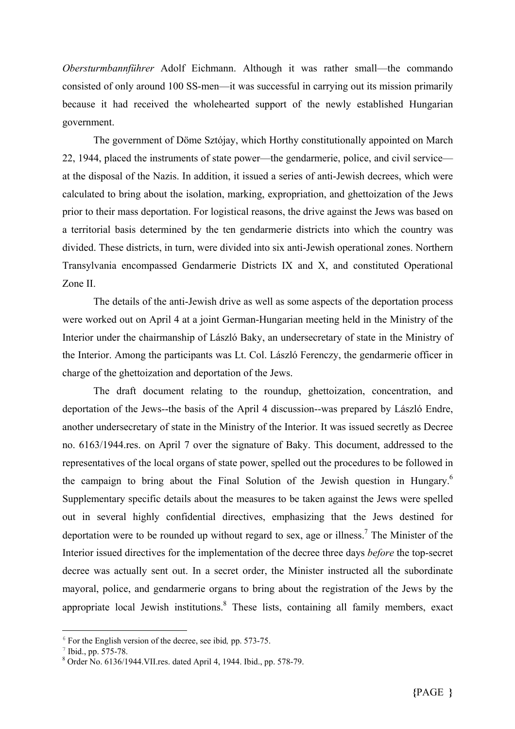*Obersturmbannführer* Adolf Eichmann. Although it was rather small—the commando consisted of only around 100 SS-men—it was successful in carrying out its mission primarily because it had received the wholehearted support of the newly established Hungarian government.

The government of Döme Sztójay, which Horthy constitutionally appointed on March 22, 1944, placed the instruments of state power—the gendarmerie, police, and civil service—at the disposal of the Nazis. In addition, it issued a series of anti-Jewish decrees, which were calculated to bring about the isolation, marking, expropriation, and ghettoization of the Jews prior to their mass deportation. For logistical reasons, the drive against the Jews was based on a territorial basis determined by the ten gendarmerie districts into which the country was divided. These districts, in turn, were divided into six anti-Jewish operational zones. Northern Transylvania encompassed Gendarmerie Districts IX and X, and constituted Operational Zone II.

The details of the anti-Jewish drive as well as some aspects of the deportation process were worked out on April 4 at a joint German-Hungarian meeting held in the Ministry of the Interior under the chairmanship of László Baky, an undersecretary of state in the Ministry of the Interior. Among the participants was Lt. Col. László Ferenczy, the gendarmerie officer in charge of the ghettoization and deportation of the Jews.

The draft document relating to the roundup, ghettoization, concentration, and deportation of the Jews--the basis of the April 4 discussion--was prepared by László Endre, another undersecretary of state in the Ministry of the Interior. It was issued secretly as Decree no. 6163/1944.res. on April 7 over the signature of Baky. This document, addressed to the representatives of the local organs of state power, spelled out the procedures to be followed in the campaign to bring about the Final Solution of the Jewish question in Hungary.[6] Supplementary specific details about the measures to be taken against the Jews were spelled out in several highly confidential directives, emphasizing that the Jews destined for deportation were to be rounded up without regard to sex, age or illness.[7] The Minister of the Interior issued directives for the implementation of the decree three days *before* the top-secret decree was actually sent out. In a secret order, the Minister instructed all the subordinate mayoral, police, and gendarmerie organs to bring about the registration of the Jews by the appropriate local Jewish institutions.[8] These lists, containing all family members, exact

---

[6] For the English version of the decree, see ibid*,* pp. 573-75.

[7] Ibid., pp. 575-78.

[8] Order No. 6136/1944.VII.res. dated April 4, 1944. Ibid., pp. 578-79.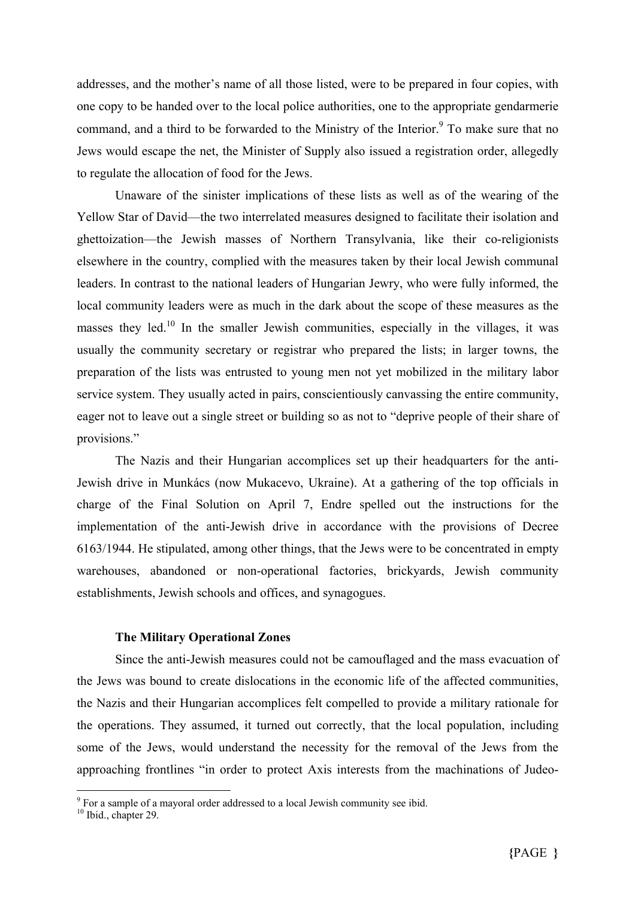addresses, and the mother's name of all those listed, were to be prepared in four copies, with one copy to be handed over to the local police authorities, one to the appropriate gendarmerie command, and a third to be forwarded to the Ministry of the Interior.[9] To make sure that no Jews would escape the net, the Minister of Supply also issued a registration order, allegedly to regulate the allocation of food for the Jews.

Unaware of the sinister implications of these lists as well as of the wearing of the Yellow Star of David—the two interrelated measures designed to facilitate their isolation and ghettoization—the Jewish masses of Northern Transylvania, like their co-religionists elsewhere in the country, complied with the measures taken by their local Jewish communal leaders. In contrast to the national leaders of Hungarian Jewry, who were fully informed, the local community leaders were as much in the dark about the scope of these measures as the masses they led.[10] In the smaller Jewish communities, especially in the villages, it was usually the community secretary or registrar who prepared the lists; in larger towns, the preparation of the lists was entrusted to young men not yet mobilized in the military labor service system. They usually acted in pairs, conscientiously canvassing the entire community, eager not to leave out a single street or building so as not to "deprive people of their share of provisions."

The Nazis and their Hungarian accomplices set up their headquarters for the anti-Jewish drive in Munkács (now Mukacevo, Ukraine). At a gathering of the top officials in charge of the Final Solution on April 7, Endre spelled out the instructions for the implementation of the anti-Jewish drive in accordance with the provisions of Decree 6163/1944. He stipulated, among other things, that the Jews were to be concentrated in empty warehouses, abandoned or non-operational factories, brickyards, Jewish community establishments, Jewish schools and offices, and synagogues.

### The Military Operational Zones

Since the anti-Jewish measures could not be camouflaged and the mass evacuation of the Jews was bound to create dislocations in the economic life of the affected communities, the Nazis and their Hungarian accomplices felt compelled to provide a military rationale for the operations. They assumed, it turned out correctly, that the local population, including some of the Jews, would understand the necessity for the removal of the Jews from the approaching frontlines "in order to protect Axis interests from the machinations of Judeo-

[9] For a sample of a mayoral order addressed to a local Jewish community see ibid.

[10] Ibid., chapter 29.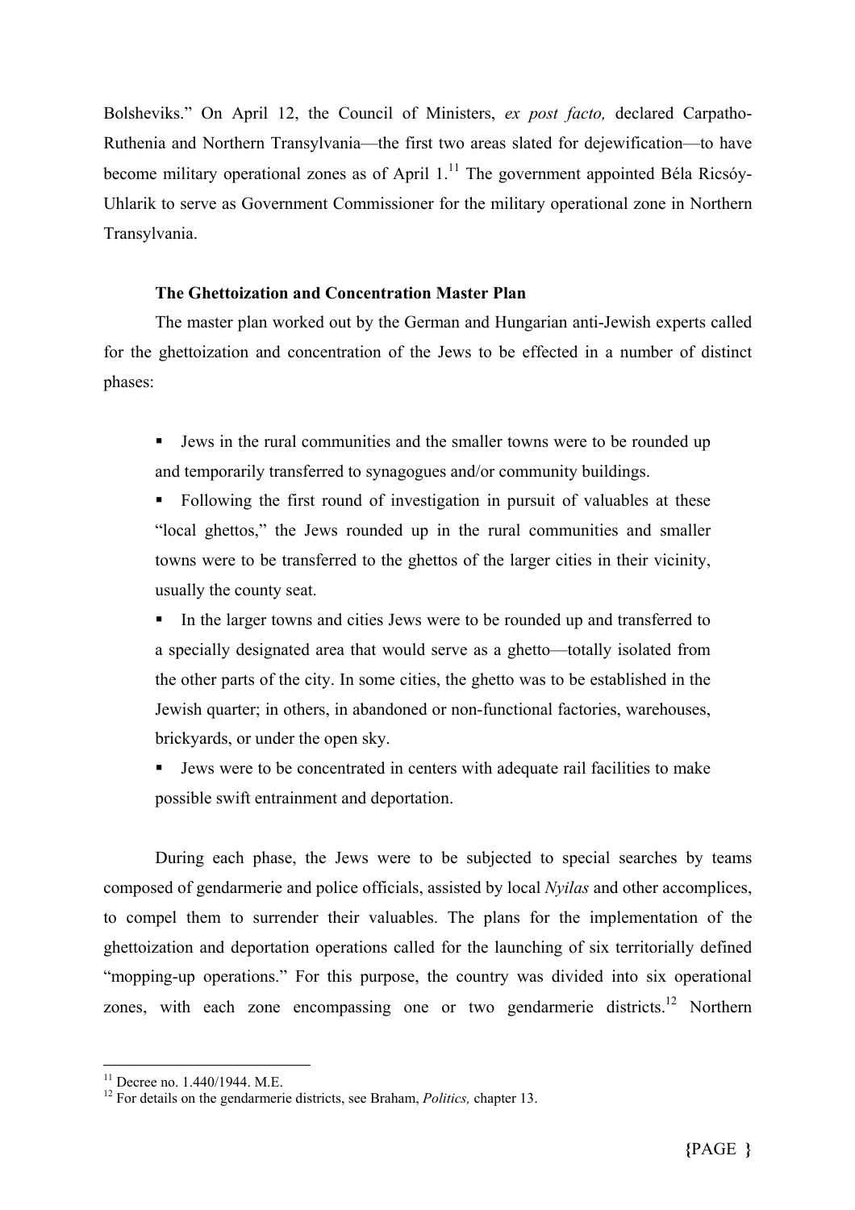Bolsheviks." On April 12, the Council of Ministers, *ex post facto,* declared Carpatho-Ruthenia and Northern Transylvania—the first two areas slated for dejewification—to have become military operational zones as of April 1.[11] The government appointed Béla Ricsóy-Uhlarik to serve as Government Commissioner for the military operational zone in Northern Transylvania.

### The Ghettoization and Concentration Master Plan

The master plan worked out by the German and Hungarian anti-Jewish experts called for the ghettoization and concentration of the Jews to be effected in a number of distinct phases:

- Jews in the rural communities and the smaller towns were to be rounded up and temporarily transferred to synagogues and/or community buildings.
- Following the first round of investigation in pursuit of valuables at these "local ghettos," the Jews rounded up in the rural communities and smaller towns were to be transferred to the ghettos of the larger cities in their vicinity, usually the county seat.
- In the larger towns and cities Jews were to be rounded up and transferred to a specially designated area that would serve as a ghetto—totally isolated from the other parts of the city. In some cities, the ghetto was to be established in the Jewish quarter; in others, in abandoned or non-functional factories, warehouses, brickyards, or under the open sky.
- Jews were to be concentrated in centers with adequate rail facilities to make possible swift entrainment and deportation.

During each phase, the Jews were to be subjected to special searches by teams composed of gendarmerie and police officials, assisted by local *Nyilas* and other accomplices, to compel them to surrender their valuables. The plans for the implementation of the ghettoization and deportation operations called for the launching of six territorially defined "mopping-up operations." For this purpose, the country was divided into six operational zones, with each zone encompassing one or two gendarmerie districts.[12] Northern

---

[11] Decree no. 1.440/1944. M.E.

[12] For details on the gendarmerie districts, see Braham, *Politics,* chapter 13.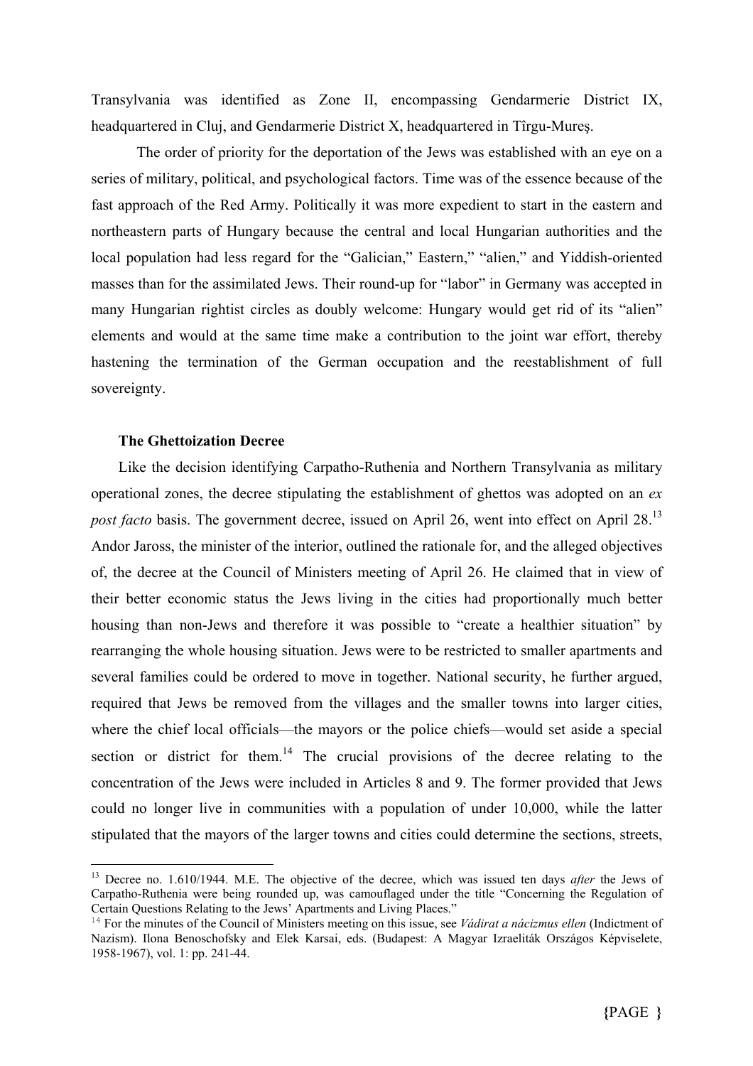Transylvania was identified as Zone II, encompassing Gendarmerie District IX, headquartered in Cluj, and Gendarmerie District X, headquartered in Tîrgu-Mureş.

The order of priority for the deportation of the Jews was established with an eye on a series of military, political, and psychological factors. Time was of the essence because of the fast approach of the Red Army. Politically it was more expedient to start in the eastern and northeastern parts of Hungary because the central and local Hungarian authorities and the local population had less regard for the "Galician," Eastern," "alien," and Yiddish-oriented masses than for the assimilated Jews. Their round-up for "labor" in Germany was accepted in many Hungarian rightist circles as doubly welcome: Hungary would get rid of its "alien" elements and would at the same time make a contribution to the joint war effort, thereby hastening the termination of the German occupation and the reestablishment of full sovereignty.

**The Ghettoization Decree**

Like the decision identifying Carpatho-Ruthenia and Northern Transylvania as military operational zones, the decree stipulating the establishment of ghettos was adopted on an *ex post facto* basis. The government decree, issued on April 26, went into effect on April 28.[13] Andor Jaross, the minister of the interior, outlined the rationale for, and the alleged objectives of, the decree at the Council of Ministers meeting of April 26. He claimed that in view of their better economic status the Jews living in the cities had proportionally much better housing than non-Jews and therefore it was possible to "create a healthier situation" by rearranging the whole housing situation. Jews were to be restricted to smaller apartments and several families could be ordered to move in together. National security, he further argued, required that Jews be removed from the villages and the smaller towns into larger cities, where the chief local officials—the mayors or the police chiefs—would set aside a special section or district for them.[14] The crucial provisions of the decree relating to the concentration of the Jews were included in Articles 8 and 9. The former provided that Jews could no longer live in communities with a population of under 10,000, while the latter stipulated that the mayors of the larger towns and cities could determine the sections, streets,

---

[13] Decree no. 1.610/1944. M.E. The objective of the decree, which was issued ten days *after* the Jews of Carpatho-Ruthenia were being rounded up, was camouflaged under the title "Concerning the Regulation of Certain Questions Relating to the Jews' Apartments and Living Places."

[14] For the minutes of the Council of Ministers meeting on this issue, see *Vádirat a nácizmus ellen* (Indictment of Nazism). Ilona Benoschofsky and Elek Karsai, eds. (Budapest: A Magyar Izraeliták Országos Képviselete, 1958-1967), vol. 1: pp. 241-44.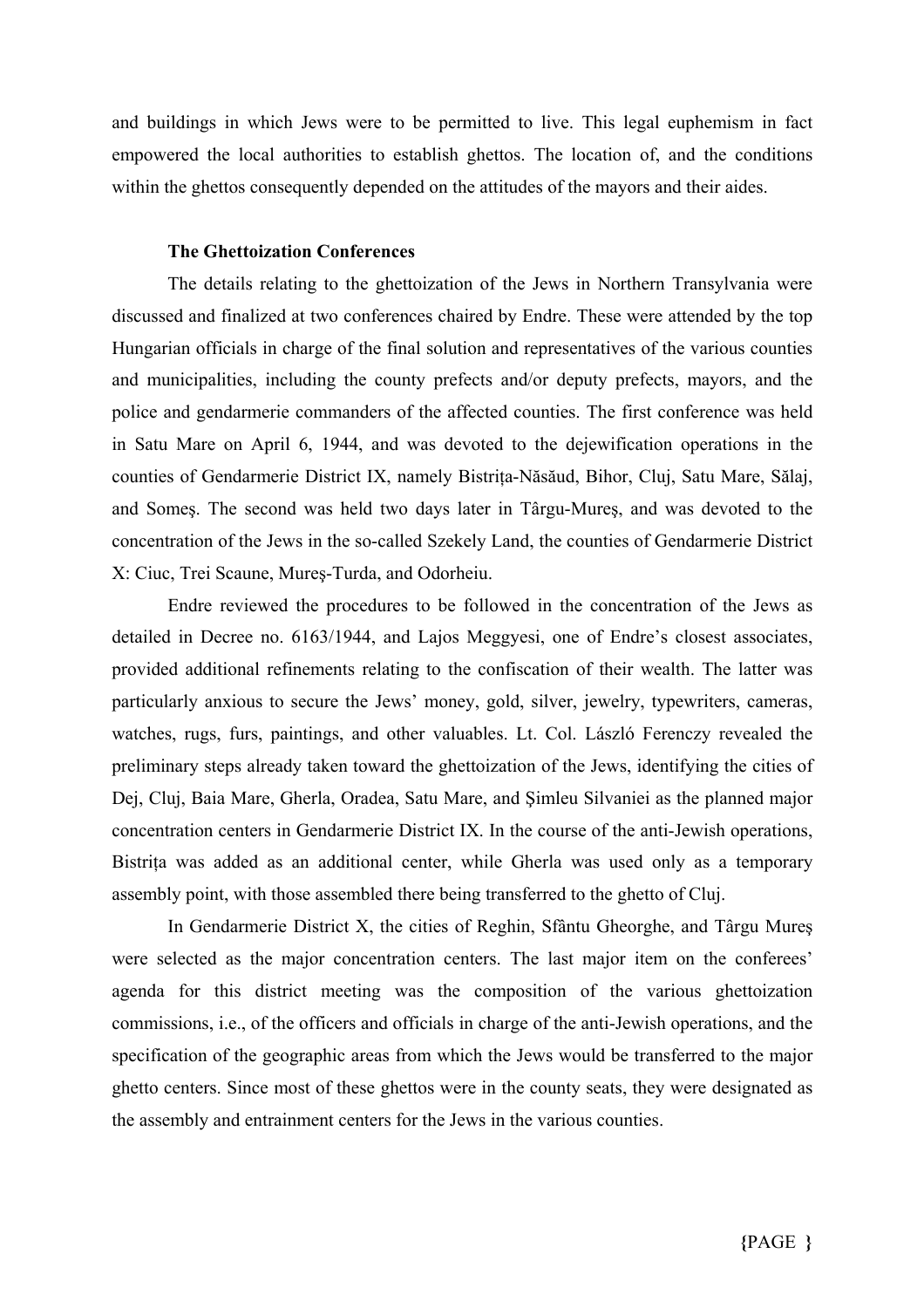and buildings in which Jews were to be permitted to live. This legal euphemism in fact empowered the local authorities to establish ghettos. The location of, and the conditions within the ghettos consequently depended on the attitudes of the mayors and their aides.

### The Ghettoization Conferences

The details relating to the ghettoization of the Jews in Northern Transylvania were discussed and finalized at two conferences chaired by Endre. These were attended by the top Hungarian officials in charge of the final solution and representatives of the various counties and municipalities, including the county prefects and/or deputy prefects, mayors, and the police and gendarmerie commanders of the affected counties. The first conference was held in Satu Mare on April 6, 1944, and was devoted to the dejewification operations in the counties of Gendarmerie District IX, namely Bistrița-Năsăud, Bihor, Cluj, Satu Mare, Sălaj, and Someş. The second was held two days later in Târgu-Mureş, and was devoted to the concentration of the Jews in the so-called Szekely Land, the counties of Gendarmerie District X: Ciuc, Trei Scaune, Mureş-Turda, and Odorheiu.

Endre reviewed the procedures to be followed in the concentration of the Jews as detailed in Decree no. 6163/1944, and Lajos Meggyesi, one of Endre's closest associates, provided additional refinements relating to the confiscation of their wealth. The latter was particularly anxious to secure the Jews' money, gold, silver, jewelry, typewriters, cameras, watches, rugs, furs, paintings, and other valuables. Lt. Col. László Ferenczy revealed the preliminary steps already taken toward the ghettoization of the Jews, identifying the cities of Dej, Cluj, Baia Mare, Gherla, Oradea, Satu Mare, and Şimleu Silvaniei as the planned major concentration centers in Gendarmerie District IX. In the course of the anti-Jewish operations, Bistrița was added as an additional center, while Gherla was used only as a temporary assembly point, with those assembled there being transferred to the ghetto of Cluj.

In Gendarmerie District X, the cities of Reghin, Sfântu Gheorghe, and Târgu Mureş were selected as the major concentration centers. The last major item on the conferees' agenda for this district meeting was the composition of the various ghettoization commissions, i.e., of the officers and officials in charge of the anti-Jewish operations, and the specification of the geographic areas from which the Jews would be transferred to the major ghetto centers. Since most of these ghettos were in the county seats, they were designated as the assembly and entrainment centers for the Jews in the various counties.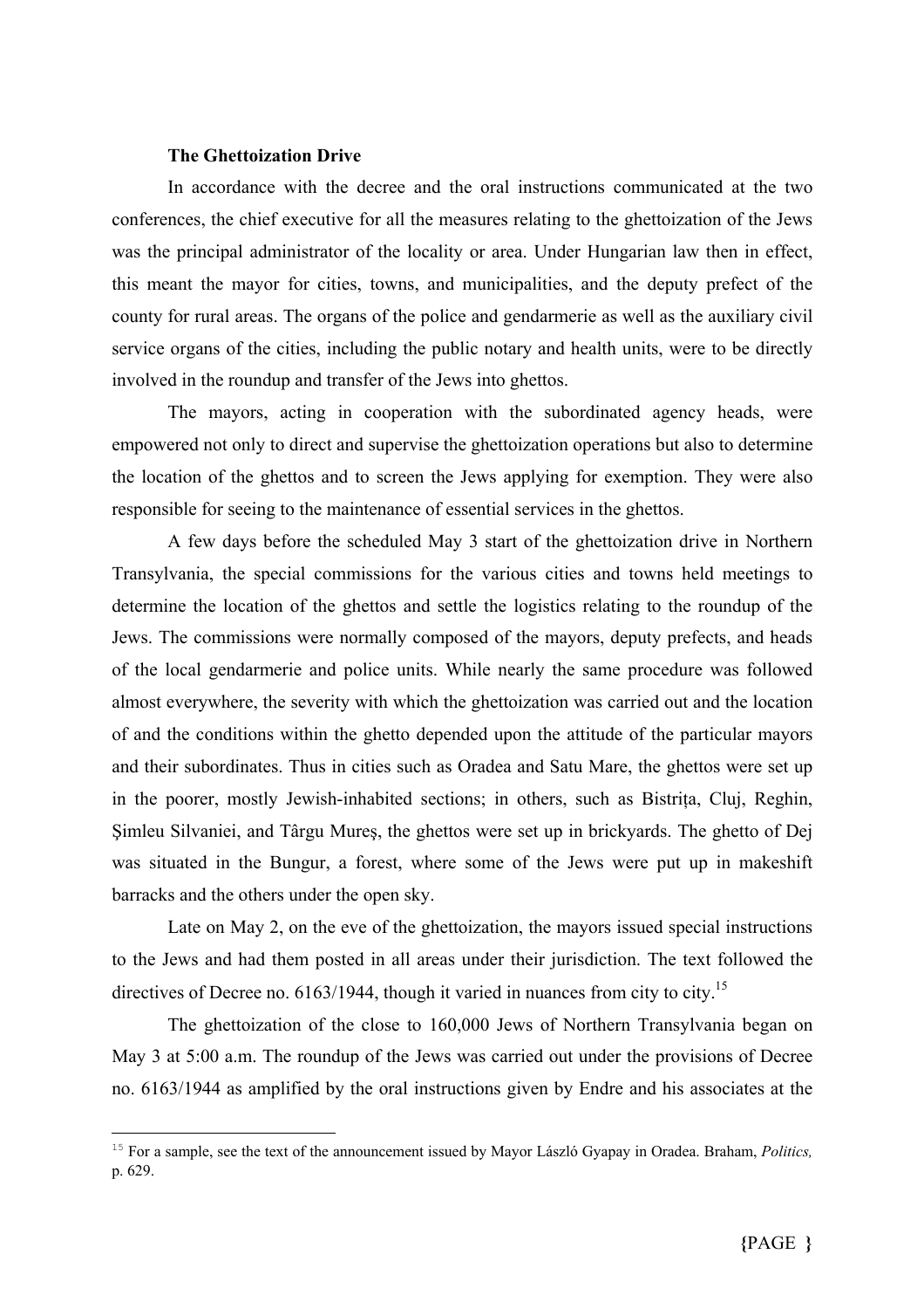### The Ghettoization Drive

In accordance with the decree and the oral instructions communicated at the two conferences, the chief executive for all the measures relating to the ghettoization of the Jews was the principal administrator of the locality or area. Under Hungarian law then in effect, this meant the mayor for cities, towns, and municipalities, and the deputy prefect of the county for rural areas. The organs of the police and gendarmerie as well as the auxiliary civil service organs of the cities, including the public notary and health units, were to be directly involved in the roundup and transfer of the Jews into ghettos.

The mayors, acting in cooperation with the subordinated agency heads, were empowered not only to direct and supervise the ghettoization operations but also to determine the location of the ghettos and to screen the Jews applying for exemption. They were also responsible for seeing to the maintenance of essential services in the ghettos.

A few days before the scheduled May 3 start of the ghettoization drive in Northern Transylvania, the special commissions for the various cities and towns held meetings to determine the location of the ghettos and settle the logistics relating to the roundup of the Jews. The commissions were normally composed of the mayors, deputy prefects, and heads of the local gendarmerie and police units. While nearly the same procedure was followed almost everywhere, the severity with which the ghettoization was carried out and the location of and the conditions within the ghetto depended upon the attitude of the particular mayors and their subordinates. Thus in cities such as Oradea and Satu Mare, the ghettos were set up in the poorer, mostly Jewish-inhabited sections; in others, such as Bistriţa, Cluj, Reghin, Şimleu Silvaniei, and Târgu Mureş, the ghettos were set up in brickyards. The ghetto of Dej was situated in the Bungur, a forest, where some of the Jews were put up in makeshift barracks and the others under the open sky.

Late on May 2, on the eve of the ghettoization, the mayors issued special instructions to the Jews and had them posted in all areas under their jurisdiction. The text followed the directives of Decree no. 6163/1944, though it varied in nuances from city to city.[15]

The ghettoization of the close to 160,000 Jews of Northern Transylvania began on May 3 at 5:00 a.m. The roundup of the Jews was carried out under the provisions of Decree no. 6163/1944 as amplified by the oral instructions given by Endre and his associates at the

---

[15] For a sample, see the text of the announcement issued by Mayor László Gyapay in Oradea. Braham, *Politics,* p. 629.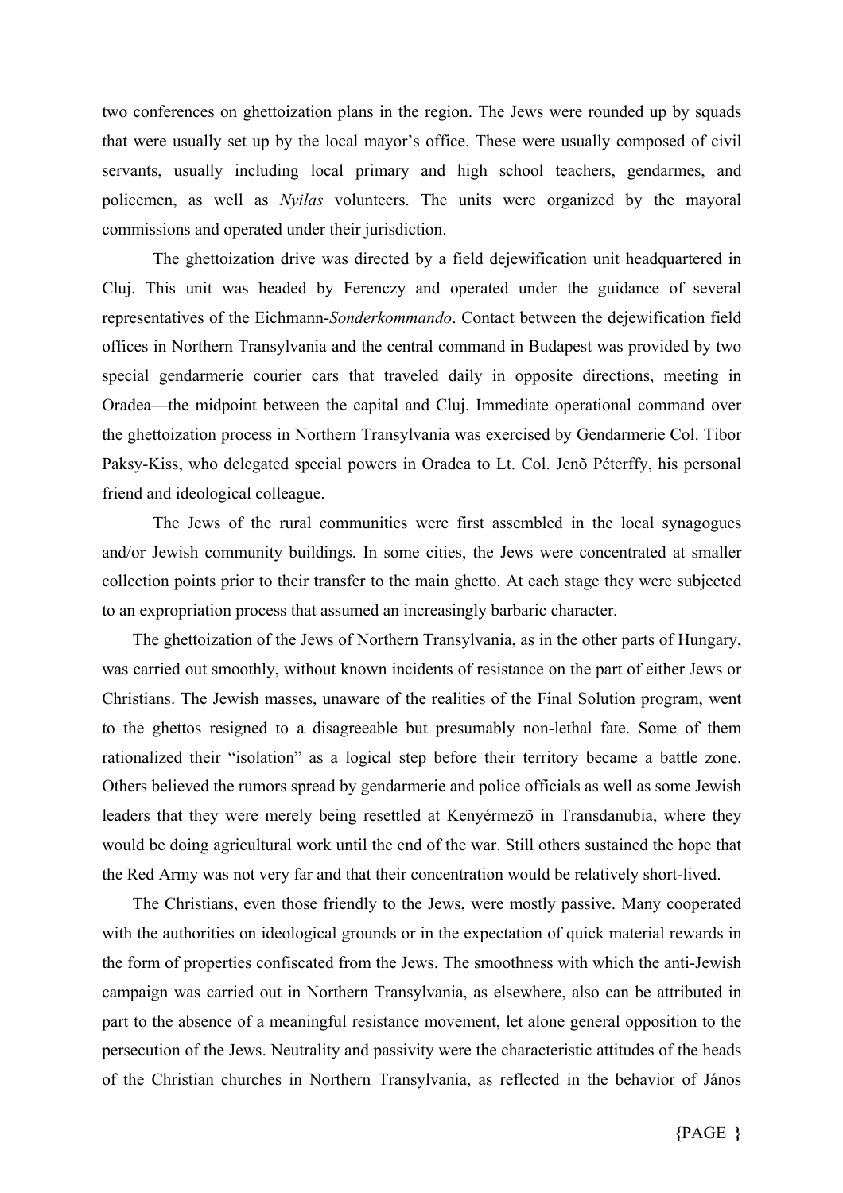two conferences on ghettoization plans in the region. The Jews were rounded up by squads that were usually set up by the local mayor's office. These were usually composed of civil servants, usually including local primary and high school teachers, gendarmes, and policemen, as well as *Nyilas* volunteers. The units were organized by the mayoral commissions and operated under their jurisdiction.

The ghettoization drive was directed by a field dejewification unit headquartered in Cluj. This unit was headed by Ferenczy and operated under the guidance of several representatives of the Eichmann-*Sonderkommando*. Contact between the dejewification field offices in Northern Transylvania and the central command in Budapest was provided by two special gendarmerie courier cars that traveled daily in opposite directions, meeting in Oradea—the midpoint between the capital and Cluj. Immediate operational command over the ghettoization process in Northern Transylvania was exercised by Gendarmerie Col. Tibor Paksy-Kiss, who delegated special powers in Oradea to Lt. Col. Jenõ Péterffy, his personal friend and ideological colleague.

The Jews of the rural communities were first assembled in the local synagogues and/or Jewish community buildings. In some cities, the Jews were concentrated at smaller collection points prior to their transfer to the main ghetto. At each stage they were subjected to an expropriation process that assumed an increasingly barbaric character.

The ghettoization of the Jews of Northern Transylvania, as in the other parts of Hungary, was carried out smoothly, without known incidents of resistance on the part of either Jews or Christians. The Jewish masses, unaware of the realities of the Final Solution program, went to the ghettos resigned to a disagreeable but presumably non-lethal fate. Some of them rationalized their "isolation" as a logical step before their territory became a battle zone. Others believed the rumors spread by gendarmerie and police officials as well as some Jewish leaders that they were merely being resettled at Kenyérmezõ in Transdanubia, where they would be doing agricultural work until the end of the war. Still others sustained the hope that the Red Army was not very far and that their concentration would be relatively short-lived.

The Christians, even those friendly to the Jews, were mostly passive. Many cooperated with the authorities on ideological grounds or in the expectation of quick material rewards in the form of properties confiscated from the Jews. The smoothness with which the anti-Jewish campaign was carried out in Northern Transylvania, as elsewhere, also can be attributed in part to the absence of a meaningful resistance movement, let alone general opposition to the persecution of the Jews. Neutrality and passivity were the characteristic attitudes of the heads of the Christian churches in Northern Transylvania, as reflected in the behavior of János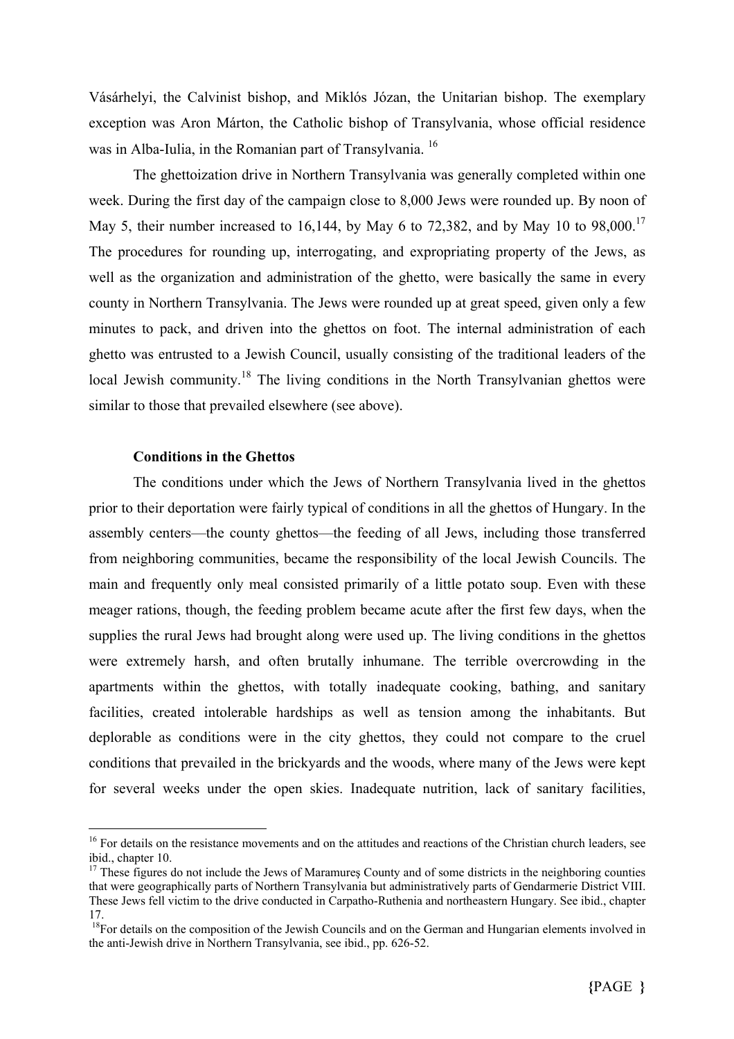Vásárhelyi, the Calvinist bishop, and Miklós Józan, the Unitarian bishop. The exemplary exception was Aron Márton, the Catholic bishop of Transylvania, whose official residence was in Alba-Iulia, in the Romanian part of Transylvania. [16]

The ghettoization drive in Northern Transylvania was generally completed within one week. During the first day of the campaign close to 8,000 Jews were rounded up. By noon of May 5, their number increased to 16,144, by May 6 to 72,382, and by May 10 to 98,000.[17] The procedures for rounding up, interrogating, and expropriating property of the Jews, as well as the organization and administration of the ghetto, were basically the same in every county in Northern Transylvania. The Jews were rounded up at great speed, given only a few minutes to pack, and driven into the ghettos on foot. The internal administration of each ghetto was entrusted to a Jewish Council, usually consisting of the traditional leaders of the local Jewish community.[18] The living conditions in the North Transylvanian ghettos were similar to those that prevailed elsewhere (see above).

**Conditions in the Ghettos**

The conditions under which the Jews of Northern Transylvania lived in the ghettos prior to their deportation were fairly typical of conditions in all the ghettos of Hungary. In the assembly centers—the county ghettos—the feeding of all Jews, including those transferred from neighboring communities, became the responsibility of the local Jewish Councils. The main and frequently only meal consisted primarily of a little potato soup. Even with these meager rations, though, the feeding problem became acute after the first few days, when the supplies the rural Jews had brought along were used up. The living conditions in the ghettos were extremely harsh, and often brutally inhumane. The terrible overcrowding in the apartments within the ghettos, with totally inadequate cooking, bathing, and sanitary facilities, created intolerable hardships as well as tension among the inhabitants. But deplorable as conditions were in the city ghettos, they could not compare to the cruel conditions that prevailed in the brickyards and the woods, where many of the Jews were kept for several weeks under the open skies. Inadequate nutrition, lack of sanitary facilities,

---

[16] For details on the resistance movements and on the attitudes and reactions of the Christian church leaders, see ibid., chapter 10.

[17] These figures do not include the Jews of Maramureş County and of some districts in the neighboring counties that were geographically parts of Northern Transylvania but administratively parts of Gendarmerie District VIII. These Jews fell victim to the drive conducted in Carpatho-Ruthenia and northeastern Hungary. See ibid., chapter 17.

[18] For details on the composition of the Jewish Councils and on the German and Hungarian elements involved in the anti-Jewish drive in Northern Transylvania, see ibid., pp. 626-52.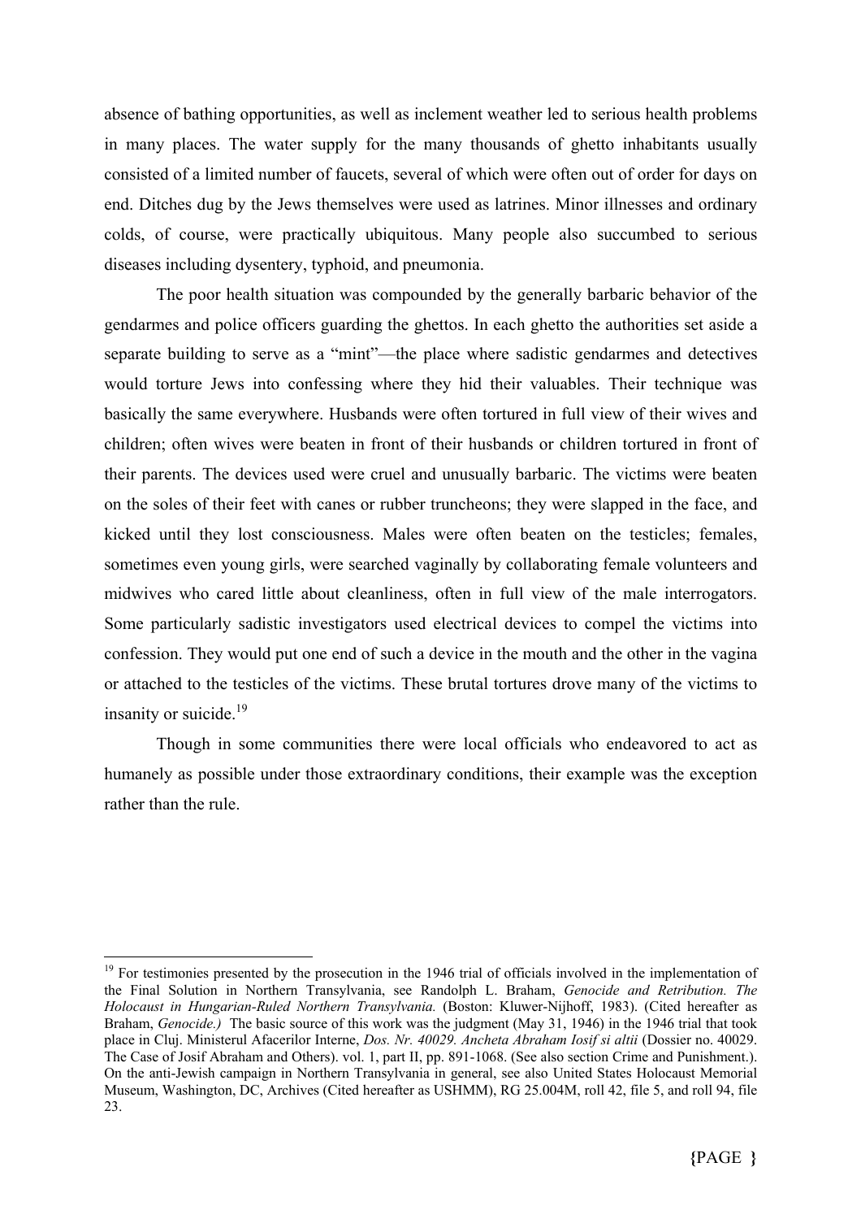absence of bathing opportunities, as well as inclement weather led to serious health problems in many places. The water supply for the many thousands of ghetto inhabitants usually consisted of a limited number of faucets, several of which were often out of order for days on end. Ditches dug by the Jews themselves were used as latrines. Minor illnesses and ordinary colds, of course, were practically ubiquitous. Many people also succumbed to serious diseases including dysentery, typhoid, and pneumonia.

The poor health situation was compounded by the generally barbaric behavior of the gendarmes and police officers guarding the ghettos. In each ghetto the authorities set aside a separate building to serve as a "mint"—the place where sadistic gendarmes and detectives would torture Jews into confessing where they hid their valuables. Their technique was basically the same everywhere. Husbands were often tortured in full view of their wives and children; often wives were beaten in front of their husbands or children tortured in front of their parents. The devices used were cruel and unusually barbaric. The victims were beaten on the soles of their feet with canes or rubber truncheons; they were slapped in the face, and kicked until they lost consciousness. Males were often beaten on the testicles; females, sometimes even young girls, were searched vaginally by collaborating female volunteers and midwives who cared little about cleanliness, often in full view of the male interrogators. Some particularly sadistic investigators used electrical devices to compel the victims into confession. They would put one end of such a device in the mouth and the other in the vagina or attached to the testicles of the victims. These brutal tortures drove many of the victims to insanity or suicide.[19]

Though in some communities there were local officials who endeavored to act as humanely as possible under those extraordinary conditions, their example was the exception rather than the rule.

---

[19] For testimonies presented by the prosecution in the 1946 trial of officials involved in the implementation of the Final Solution in Northern Transylvania, see Randolph L. Braham, *Genocide and Retribution. The Holocaust in Hungarian-Ruled Northern Transylvania.* (Boston: Kluwer-Nijhoff, 1983). (Cited hereafter as Braham, *Genocide.)* The basic source of this work was the judgment (May 31, 1946) in the 1946 trial that took place in Cluj. Ministerul Afacerilor Interne, *Dos. Nr. 40029. Ancheta Abraham Iosif si altii* (Dossier no. 40029. The Case of Josif Abraham and Others). vol. 1, part II, pp. 891-1068. (See also section Crime and Punishment.). On the anti-Jewish campaign in Northern Transylvania in general, see also United States Holocaust Memorial Museum, Washington, DC, Archives (Cited hereafter as USHMM), RG 25.004M, roll 42, file 5, and roll 94, file 23.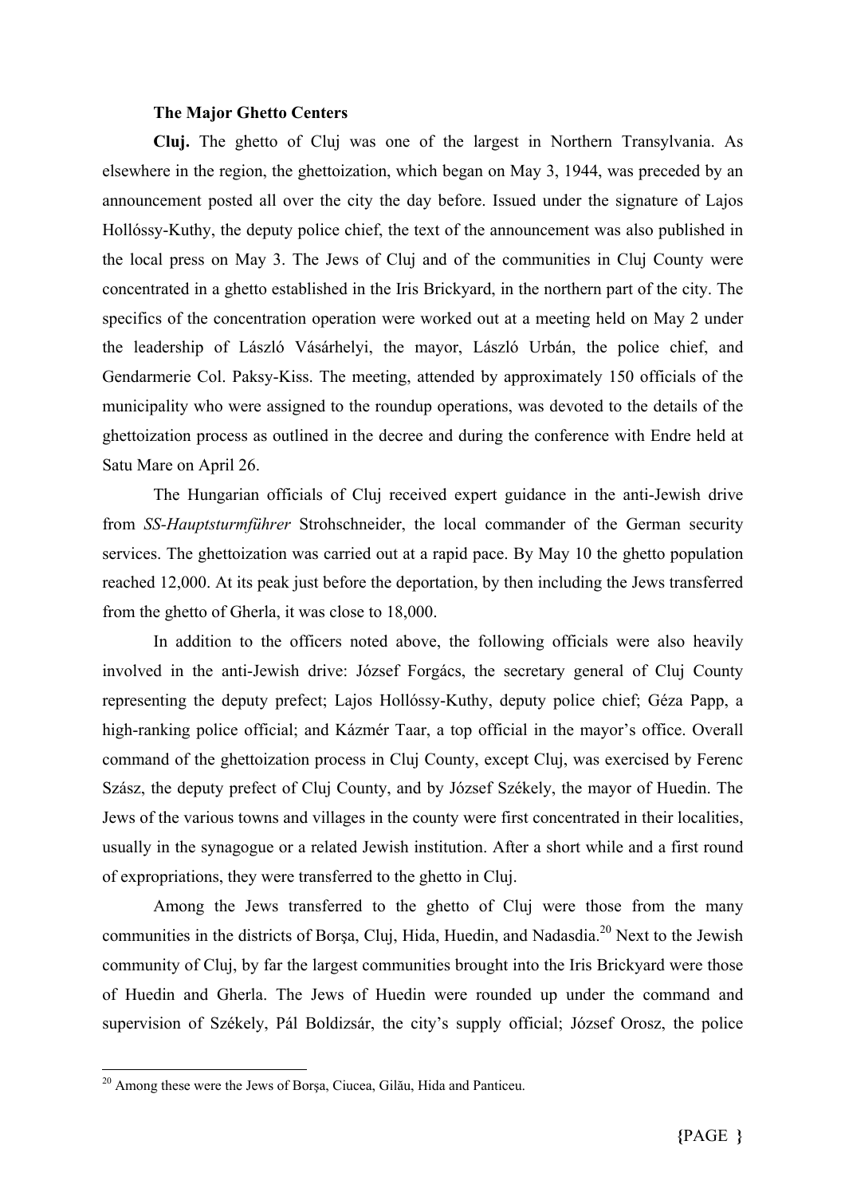### The Major Ghetto Centers

**Cluj.** The ghetto of Cluj was one of the largest in Northern Transylvania. As elsewhere in the region, the ghettoization, which began on May 3, 1944, was preceded by an announcement posted all over the city the day before. Issued under the signature of Lajos Hollóssy-Kuthy, the deputy police chief, the text of the announcement was also published in the local press on May 3. The Jews of Cluj and of the communities in Cluj County were concentrated in a ghetto established in the Iris Brickyard, in the northern part of the city. The specifics of the concentration operation were worked out at a meeting held on May 2 under the leadership of László Vásárhelyi, the mayor, László Urbán, the police chief, and Gendarmerie Col. Paksy-Kiss. The meeting, attended by approximately 150 officials of the municipality who were assigned to the roundup operations, was devoted to the details of the ghettoization process as outlined in the decree and during the conference with Endre held at Satu Mare on April 26.

The Hungarian officials of Cluj received expert guidance in the anti-Jewish drive from *SS-Hauptsturmführer* Strohschneider, the local commander of the German security services. The ghettoization was carried out at a rapid pace. By May 10 the ghetto population reached 12,000. At its peak just before the deportation, by then including the Jews transferred from the ghetto of Gherla, it was close to 18,000.

In addition to the officers noted above, the following officials were also heavily involved in the anti-Jewish drive: József Forgács, the secretary general of Cluj County representing the deputy prefect; Lajos Hollóssy-Kuthy, deputy police chief; Géza Papp, a high-ranking police official; and Kázmér Taar, a top official in the mayor's office. Overall command of the ghettoization process in Cluj County, except Cluj, was exercised by Ferenc Szász, the deputy prefect of Cluj County, and by József Székely, the mayor of Huedin. The Jews of the various towns and villages in the county were first concentrated in their localities, usually in the synagogue or a related Jewish institution. After a short while and a first round of expropriations, they were transferred to the ghetto in Cluj.

Among the Jews transferred to the ghetto of Cluj were those from the many communities in the districts of Borşa, Cluj, Hida, Huedin, and Nadasdia.[20] Next to the Jewish community of Cluj, by far the largest communities brought into the Iris Brickyard were those of Huedin and Gherla. The Jews of Huedin were rounded up under the command and supervision of Székely, Pál Boldizsár, the city's supply official; József Orosz, the police

---

[20] Among these were the Jews of Borşa, Ciucea, Gilău, Hida and Panticeu.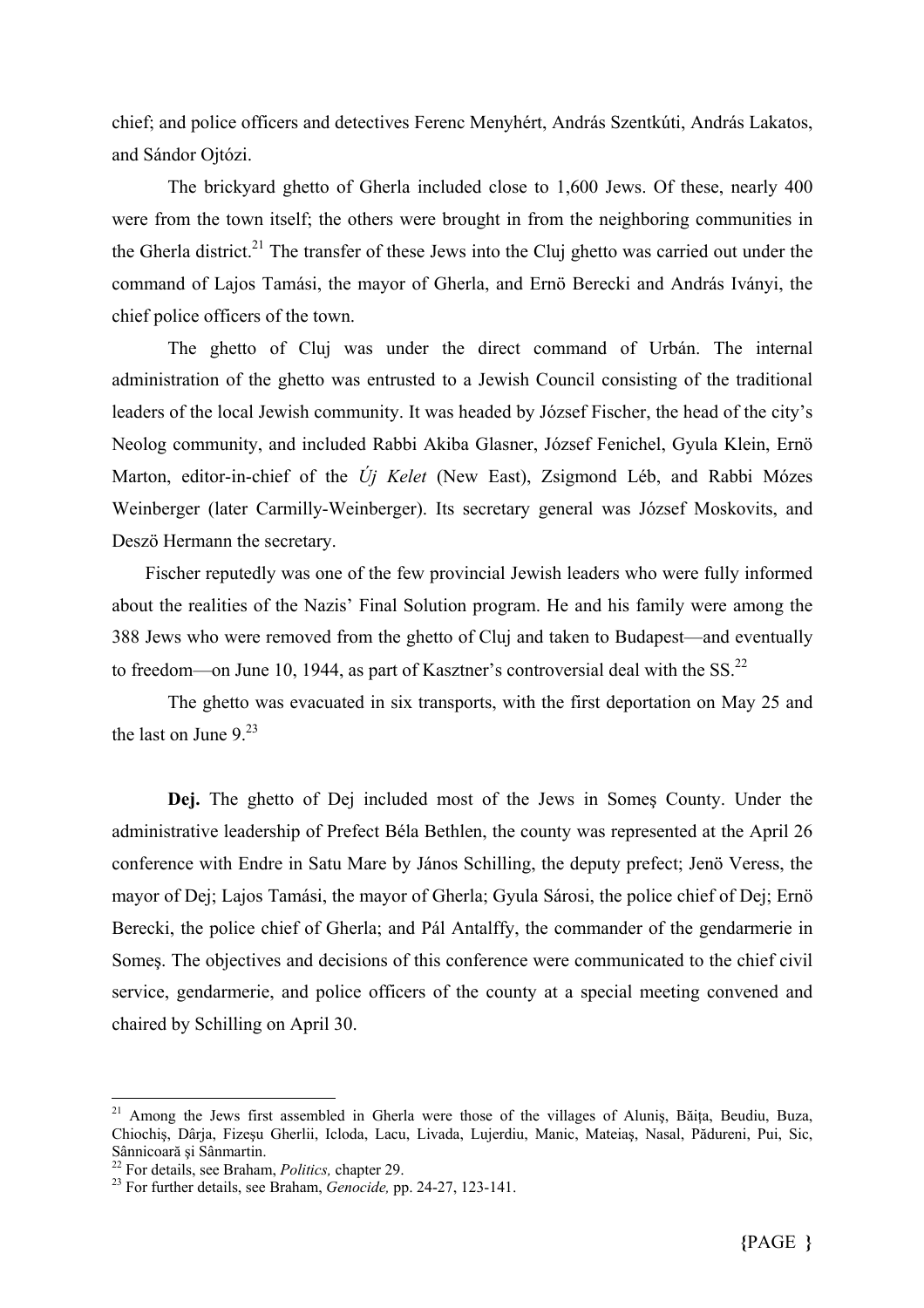chief; and police officers and detectives Ferenc Menyhért, András Szentkúti, András Lakatos, and Sándor Ojtózi.

The brickyard ghetto of Gherla included close to 1,600 Jews. Of these, nearly 400 were from the town itself; the others were brought in from the neighboring communities in the Gherla district.[21] The transfer of these Jews into the Cluj ghetto was carried out under the command of Lajos Tamási, the mayor of Gherla, and Ernö Berecki and András Iványi, the chief police officers of the town.

The ghetto of Cluj was under the direct command of Urbán. The internal administration of the ghetto was entrusted to a Jewish Council consisting of the traditional leaders of the local Jewish community. It was headed by József Fischer, the head of the city's Neolog community, and included Rabbi Akiba Glasner, József Fenichel, Gyula Klein, Ernö Marton, editor-in-chief of the *Új Kelet* (New East), Zsigmond Léb, and Rabbi Mózes Weinberger (later Carmilly-Weinberger). Its secretary general was József Moskovits, and Deszö Hermann the secretary.

Fischer reputedly was one of the few provincial Jewish leaders who were fully informed about the realities of the Nazis' Final Solution program. He and his family were among the 388 Jews who were removed from the ghetto of Cluj and taken to Budapest—and eventually to freedom—on June 10, 1944, as part of Kasztner's controversial deal with the SS.[22]

The ghetto was evacuated in six transports, with the first deportation on May 25 and the last on June 9.[23]

**Dej.** The ghetto of Dej included most of the Jews in Someş County. Under the administrative leadership of Prefect Béla Bethlen, the county was represented at the April 26 conference with Endre in Satu Mare by János Schilling, the deputy prefect; Jenö Veress, the mayor of Dej; Lajos Tamási, the mayor of Gherla; Gyula Sárosi, the police chief of Dej; Ernö Berecki, the police chief of Gherla; and Pál Antalffy, the commander of the gendarmerie in Someş. The objectives and decisions of this conference were communicated to the chief civil service, gendarmerie, and police officers of the county at a special meeting convened and chaired by Schilling on April 30.

---

[21] Among the Jews first assembled in Gherla were those of the villages of Aluniş, Băiţa, Beudiu, Buza, Chiochiş, Dârja, Fizeşu Gherlii, Icloda, Lacu, Livada, Lujerdiu, Manic, Mateiaş, Nasal, Pădureni, Pui, Sic, Sânnicoară şi Sânmartin.

[22] For details, see Braham, *Politics,* chapter 29.

[23] For further details, see Braham, *Genocide,* pp. 24-27, 123-141.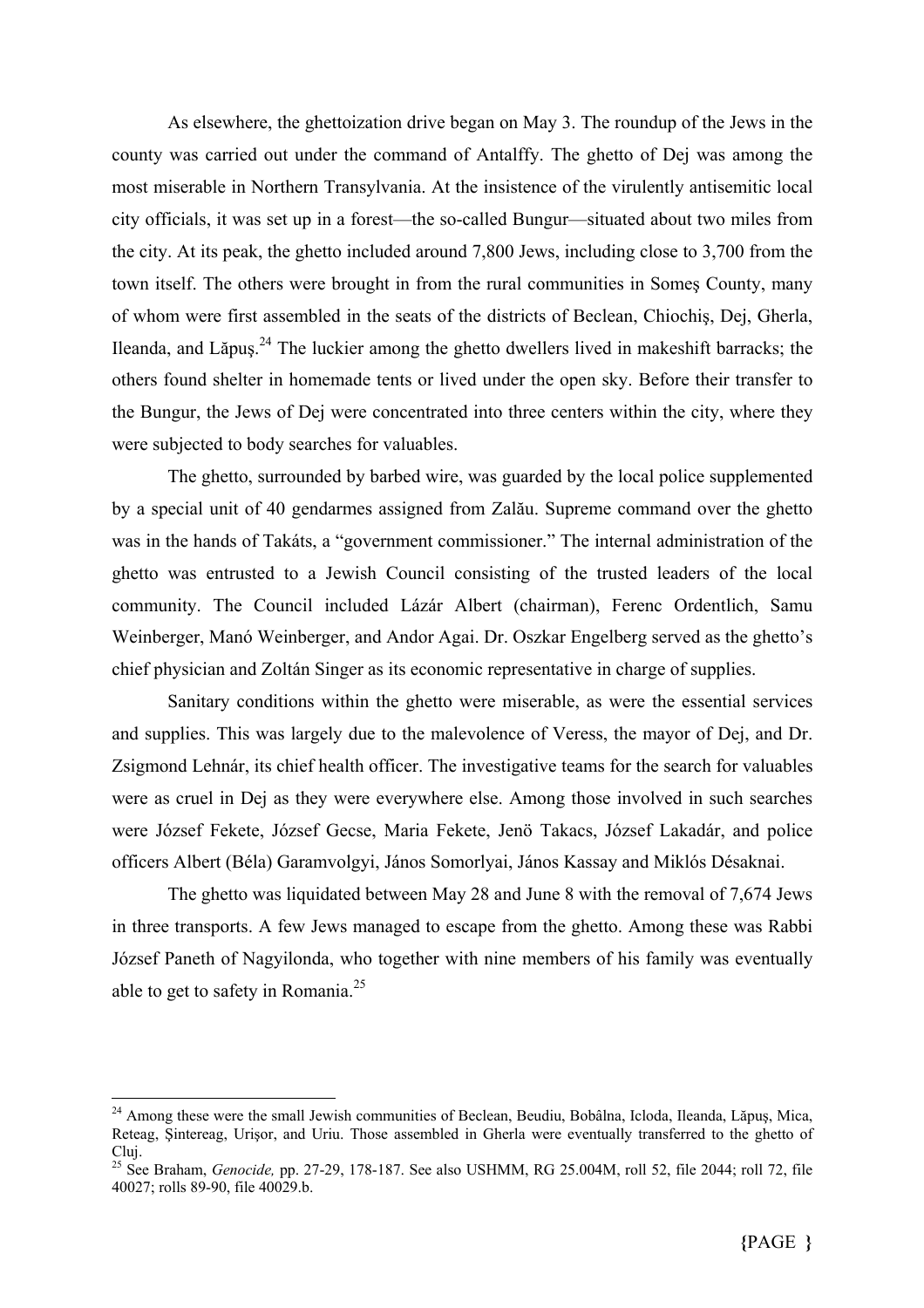As elsewhere, the ghettoization drive began on May 3. The roundup of the Jews in the county was carried out under the command of Antalffy. The ghetto of Dej was among the most miserable in Northern Transylvania. At the insistence of the virulently antisemitic local city officials, it was set up in a forest—the so-called Bungur—situated about two miles from the city. At its peak, the ghetto included around 7,800 Jews, including close to 3,700 from the town itself. The others were brought in from the rural communities in Someş County, many of whom were first assembled in the seats of the districts of Beclean, Chiochiş, Dej, Gherla, Ileanda, and Lăpuş.[24] The luckier among the ghetto dwellers lived in makeshift barracks; the others found shelter in homemade tents or lived under the open sky. Before their transfer to the Bungur, the Jews of Dej were concentrated into three centers within the city, where they were subjected to body searches for valuables.

The ghetto, surrounded by barbed wire, was guarded by the local police supplemented by a special unit of 40 gendarmes assigned from Zalău. Supreme command over the ghetto was in the hands of Takáts, a "government commissioner." The internal administration of the ghetto was entrusted to a Jewish Council consisting of the trusted leaders of the local community. The Council included Lázár Albert (chairman), Ferenc Ordentlich, Samu Weinberger, Manó Weinberger, and Andor Agai. Dr. Oszkar Engelberg served as the ghetto's chief physician and Zoltán Singer as its economic representative in charge of supplies.

Sanitary conditions within the ghetto were miserable, as were the essential services and supplies. This was largely due to the malevolence of Veress, the mayor of Dej, and Dr. Zsigmond Lehnár, its chief health officer. The investigative teams for the search for valuables were as cruel in Dej as they were everywhere else. Among those involved in such searches were József Fekete, József Gecse, Maria Fekete, Jenö Takacs, József Lakadár, and police officers Albert (Béla) Garamvolgyi, János Somorlyai, János Kassay and Miklós Désaknai.

The ghetto was liquidated between May 28 and June 8 with the removal of 7,674 Jews in three transports. A few Jews managed to escape from the ghetto. Among these was Rabbi József Paneth of Nagyilonda, who together with nine members of his family was eventually able to get to safety in Romania.[25]

---

[24] Among these were the small Jewish communities of Beclean, Beudiu, Bobâlna, Icloda, Ileanda, Lăpuş, Mica, Reteag, Şintereag, Urişor, and Uriu. Those assembled in Gherla were eventually transferred to the ghetto of Cluj.

[25] See Braham, *Genocide,* pp. 27-29, 178-187. See also USHMM, RG 25.004M, roll 52, file 2044; roll 72, file 40027; rolls 89-90, file 40029.b.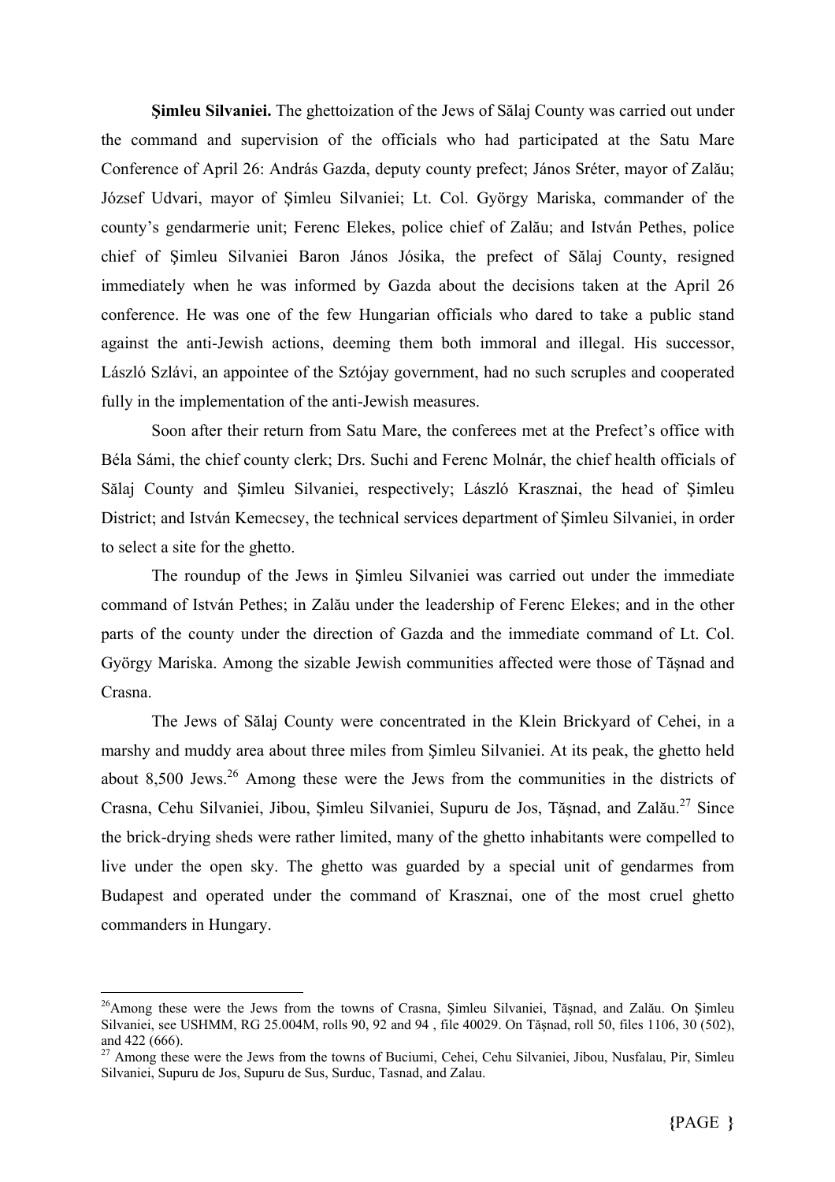**Şimleu Silvaniei.** The ghettoization of the Jews of Sălaj County was carried out under the command and supervision of the officials who had participated at the Satu Mare Conference of April 26: András Gazda, deputy county prefect; János Sréter, mayor of Zalău; József Udvari, mayor of Şimleu Silvaniei; Lt. Col. György Mariska, commander of the county's gendarmerie unit; Ferenc Elekes, police chief of Zalău; and István Pethes, police chief of Şimleu Silvaniei Baron János Jósika, the prefect of Sălaj County, resigned immediately when he was informed by Gazda about the decisions taken at the April 26 conference. He was one of the few Hungarian officials who dared to take a public stand against the anti-Jewish actions, deeming them both immoral and illegal. His successor, László Szlávi, an appointee of the Sztójay government, had no such scruples and cooperated fully in the implementation of the anti-Jewish measures.

Soon after their return from Satu Mare, the conferees met at the Prefect's office with Béla Sámi, the chief county clerk; Drs. Suchi and Ferenc Molnár, the chief health officials of Sălaj County and Şimleu Silvaniei, respectively; László Krasznai, the head of Şimleu District; and István Kemecsey, the technical services department of Şimleu Silvaniei, in order to select a site for the ghetto.

The roundup of the Jews in Şimleu Silvaniei was carried out under the immediate command of István Pethes; in Zalău under the leadership of Ferenc Elekes; and in the other parts of the county under the direction of Gazda and the immediate command of Lt. Col. György Mariska. Among the sizable Jewish communities affected were those of Tăşnad and Crasna.

The Jews of Sălaj County were concentrated in the Klein Brickyard of Cehei, in a marshy and muddy area about three miles from Şimleu Silvaniei. At its peak, the ghetto held about 8,500 Jews.[26] Among these were the Jews from the communities in the districts of Crasna, Cehu Silvaniei, Jibou, Şimleu Silvaniei, Supuru de Jos, Tăşnad, and Zalău.[27] Since the brick-drying sheds were rather limited, many of the ghetto inhabitants were compelled to live under the open sky. The ghetto was guarded by a special unit of gendarmes from Budapest and operated under the command of Krasznai, one of the most cruel ghetto commanders in Hungary.

---

[26] Among these were the Jews from the towns of Crasna, Şimleu Silvaniei, Tăşnad, and Zalău. On Şimleu Silvaniei, see USHMM, RG 25.004M, rolls 90, 92 and 94 , file 40029. On Tăşnad, roll 50, files 1106, 30 (502), and 422 (666).

[27] Among these were the Jews from the towns of Buciumi, Cehei, Cehu Silvaniei, Jibou, Nusfalau, Pir, Simleu Silvaniei, Supuru de Jos, Supuru de Sus, Surduc, Tasnad, and Zalau.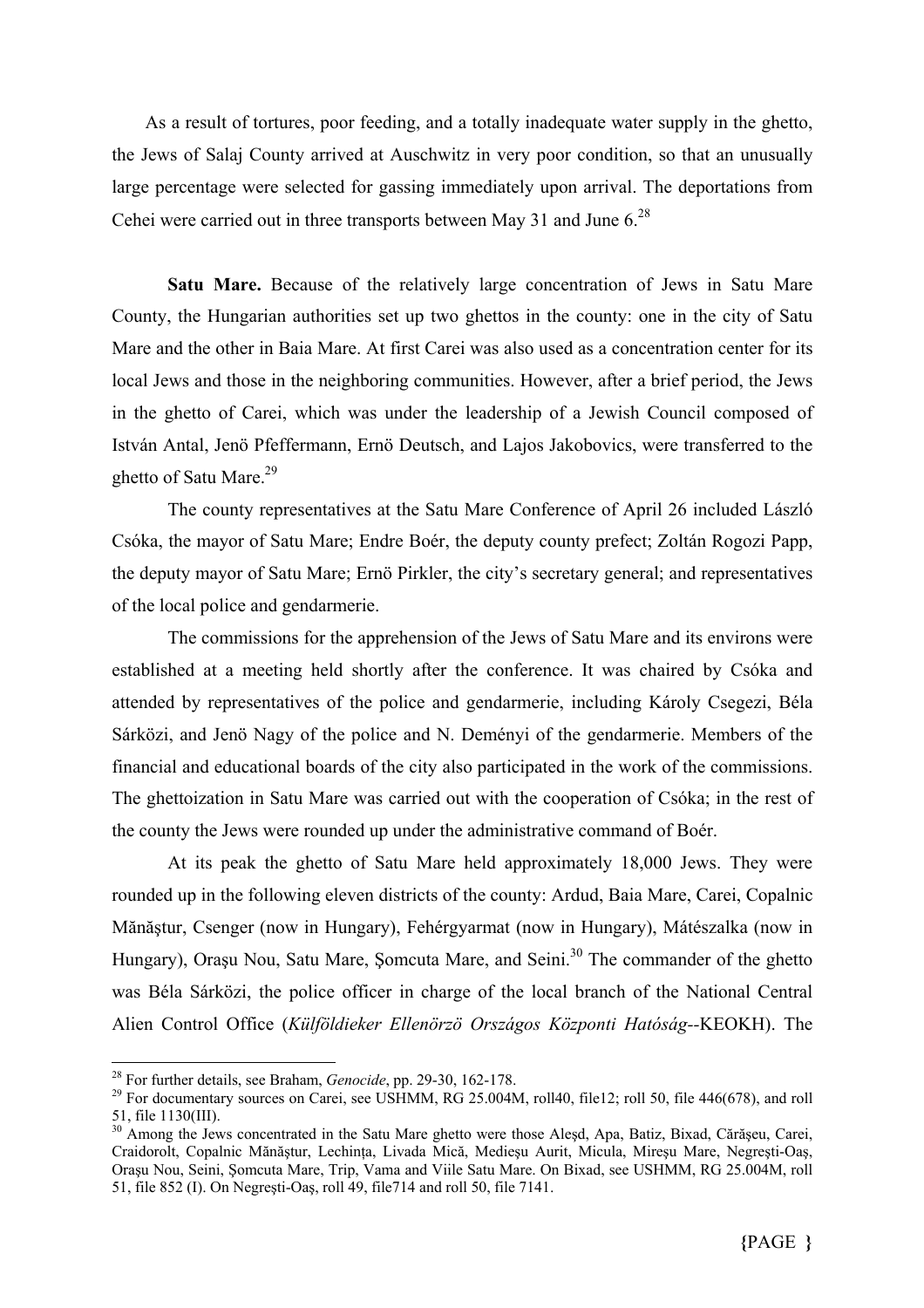As a result of tortures, poor feeding, and a totally inadequate water supply in the ghetto, the Jews of Salaj County arrived at Auschwitz in very poor condition, so that an unusually large percentage were selected for gassing immediately upon arrival. The deportations from Cehei were carried out in three transports between May 31 and June 6.[28]

**Satu Mare.** Because of the relatively large concentration of Jews in Satu Mare County, the Hungarian authorities set up two ghettos in the county: one in the city of Satu Mare and the other in Baia Mare. At first Carei was also used as a concentration center for its local Jews and those in the neighboring communities. However, after a brief period, the Jews in the ghetto of Carei, which was under the leadership of a Jewish Council composed of István Antal, Jenö Pfeffermann, Ernö Deutsch, and Lajos Jakobovics, were transferred to the ghetto of Satu Mare.[29]

The county representatives at the Satu Mare Conference of April 26 included László Csóka, the mayor of Satu Mare; Endre Boér, the deputy county prefect; Zoltán Rogozi Papp, the deputy mayor of Satu Mare; Ernö Pirkler, the city's secretary general; and representatives of the local police and gendarmerie.

The commissions for the apprehension of the Jews of Satu Mare and its environs were established at a meeting held shortly after the conference. It was chaired by Csóka and attended by representatives of the police and gendarmerie, including Károly Csegezi, Béla Sárközi, and Jenö Nagy of the police and N. Deményi of the gendarmerie. Members of the financial and educational boards of the city also participated in the work of the commissions. The ghettoization in Satu Mare was carried out with the cooperation of Csóka; in the rest of the county the Jews were rounded up under the administrative command of Boér.

At its peak the ghetto of Satu Mare held approximately 18,000 Jews. They were rounded up in the following eleven districts of the county: Ardud, Baia Mare, Carei, Copalnic Mănăştur, Csenger (now in Hungary), Fehérgyarmat (now in Hungary), Mátészalka (now in Hungary), Oraşu Nou, Satu Mare, Şomcuta Mare, and Seini.[30] The commander of the ghetto was Béla Sárközi, the police officer in charge of the local branch of the National Central Alien Control Office (*Külföldieker Ellenörzö Országos Központi Hatóság*--KEOKH). The

---

[28] For further details, see Braham, *Genocide*, pp. 29-30, 162-178.

[29] For documentary sources on Carei, see USHMM, RG 25.004M, roll40, file12; roll 50, file 446(678), and roll 51, file 1130(III).

[30] Among the Jews concentrated in the Satu Mare ghetto were those Aleşd, Apa, Batiz, Bixad, Cărăşeu, Carei, Craidorolt, Copalnic Mănăştur, Lechinţa, Livada Mică, Medieşu Aurit, Micula, Mireşu Mare, Negreşti-Oaş, Oraşu Nou, Seini, Şomcuta Mare, Trip, Vama and Viile Satu Mare. On Bixad, see USHMM, RG 25.004M, roll 51, file 852 (I). On Negreşti-Oaş, roll 49, file714 and roll 50, file 7141.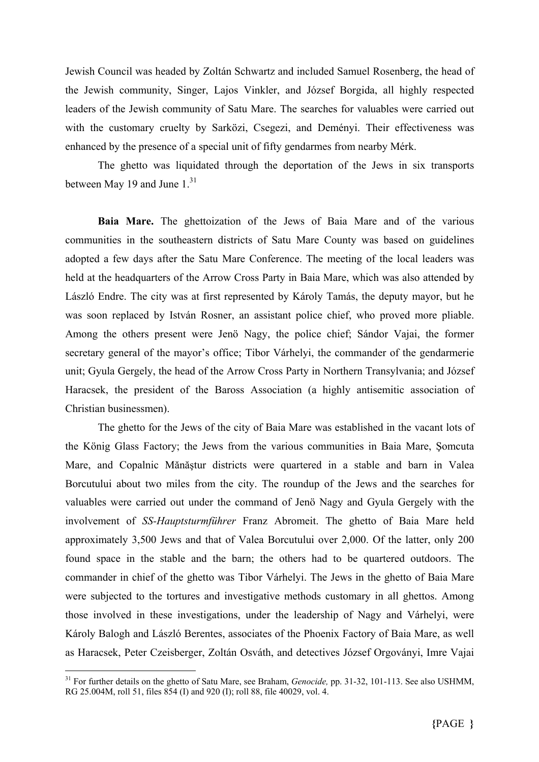Jewish Council was headed by Zoltán Schwartz and included Samuel Rosenberg, the head of the Jewish community, Singer, Lajos Vinkler, and József Borgida, all highly respected leaders of the Jewish community of Satu Mare. The searches for valuables were carried out with the customary cruelty by Sarközi, Csegezi, and Deményi. Their effectiveness was enhanced by the presence of a special unit of fifty gendarmes from nearby Mérk.

The ghetto was liquidated through the deportation of the Jews in six transports between May 19 and June 1.[31]

**Baia Mare.** The ghettoization of the Jews of Baia Mare and of the various communities in the southeastern districts of Satu Mare County was based on guidelines adopted a few days after the Satu Mare Conference. The meeting of the local leaders was held at the headquarters of the Arrow Cross Party in Baia Mare, which was also attended by László Endre. The city was at first represented by Károly Tamás, the deputy mayor, but he was soon replaced by István Rosner, an assistant police chief, who proved more pliable. Among the others present were Jenö Nagy, the police chief; Sándor Vajai, the former secretary general of the mayor's office; Tibor Várhelyi, the commander of the gendarmerie unit; Gyula Gergely, the head of the Arrow Cross Party in Northern Transylvania; and József Haracsek, the president of the Baross Association (a highly antisemitic association of Christian businessmen).

The ghetto for the Jews of the city of Baia Mare was established in the vacant lots of the König Glass Factory; the Jews from the various communities in Baia Mare, Şomcuta Mare, and Copalnic Mănăştur districts were quartered in a stable and barn in Valea Borcutului about two miles from the city. The roundup of the Jews and the searches for valuables were carried out under the command of Jenö Nagy and Gyula Gergely with the involvement of *SS-Hauptsturmführer* Franz Abromeit. The ghetto of Baia Mare held approximately 3,500 Jews and that of Valea Borcutului over 2,000. Of the latter, only 200 found space in the stable and the barn; the others had to be quartered outdoors. The commander in chief of the ghetto was Tibor Várhelyi. The Jews in the ghetto of Baia Mare were subjected to the tortures and investigative methods customary in all ghettos. Among those involved in these investigations, under the leadership of Nagy and Várhelyi, were Károly Balogh and László Berentes, associates of the Phoenix Factory of Baia Mare, as well as Haracsek, Peter Czeisberger, Zoltán Osváth, and detectives József Orgoványi, Imre Vajai

[31] For further details on the ghetto of Satu Mare, see Braham, *Genocide,* pp. 31-32, 101-113. See also USHMM, RG 25.004M, roll 51, files 854 (I) and 920 (I); roll 88, file 40029, vol. 4.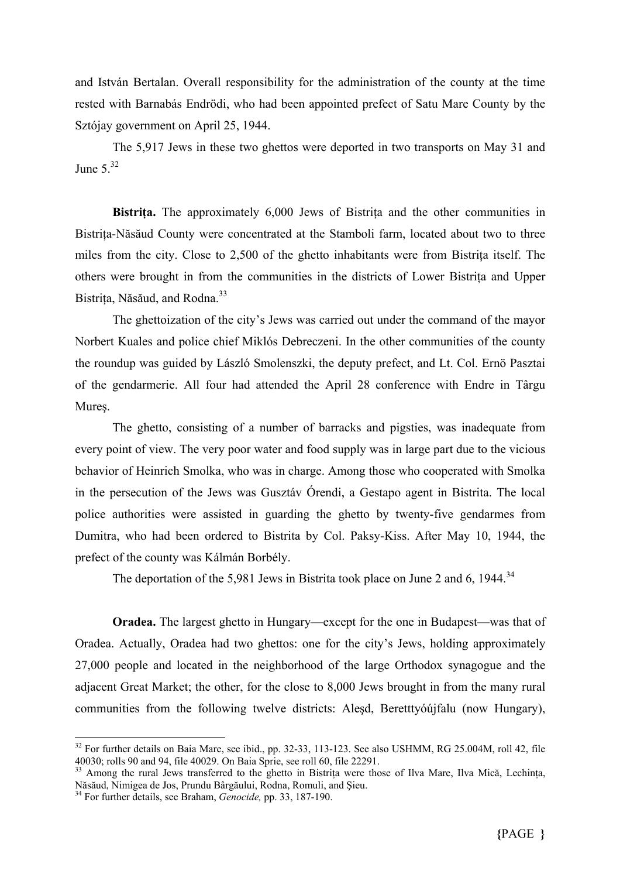and István Bertalan. Overall responsibility for the administration of the county at the time rested with Barnabás Endrödi, who had been appointed prefect of Satu Mare County by the Sztójay government on April 25, 1944.

The 5,917 Jews in these two ghettos were deported in two transports on May 31 and June 5.[32]

**Bistrița.** The approximately 6,000 Jews of Bistrița and the other communities in Bistrița-Năsăud County were concentrated at the Stamboli farm, located about two to three miles from the city. Close to 2,500 of the ghetto inhabitants were from Bistrița itself. The others were brought in from the communities in the districts of Lower Bistrița and Upper Bistrița, Năsăud, and Rodna.[33]

The ghettoization of the city's Jews was carried out under the command of the mayor Norbert Kuales and police chief Miklós Debreczeni. In the other communities of the county the roundup was guided by László Smolenszki, the deputy prefect, and Lt. Col. Ernö Pasztai of the gendarmerie. All four had attended the April 28 conference with Endre in Târgu Mureș.

The ghetto, consisting of a number of barracks and pigsties, was inadequate from every point of view. The very poor water and food supply was in large part due to the vicious behavior of Heinrich Smolka, who was in charge. Among those who cooperated with Smolka in the persecution of the Jews was Gusztáv Órendi, a Gestapo agent in Bistrita. The local police authorities were assisted in guarding the ghetto by twenty-five gendarmes from Dumitra, who had been ordered to Bistrita by Col. Paksy-Kiss. After May 10, 1944, the prefect of the county was Kálmán Borbély.

The deportation of the 5,981 Jews in Bistrita took place on June 2 and 6, 1944.[34]

**Oradea.** The largest ghetto in Hungary—except for the one in Budapest—was that of Oradea. Actually, Oradea had two ghettos: one for the city's Jews, holding approximately 27,000 people and located in the neighborhood of the large Orthodox synagogue and the adjacent Great Market; the other, for the close to 8,000 Jews brought in from the many rural communities from the following twelve districts: Aleșd, Beretttyóújfalu (now Hungary),

---

[32] For further details on Baia Mare, see ibid., pp. 32-33, 113-123. See also USHMM, RG 25.004M, roll 42, file 40030; rolls 90 and 94, file 40029. On Baia Sprie, see roll 60, file 22291.

[33] Among the rural Jews transferred to the ghetto in Bistrița were those of Ilva Mare, Ilva Mică, Lechința, Năsăud, Nimigea de Jos, Prundu Bârgăului, Rodna, Romuli, and Șieu.

[34] For further details, see Braham, *Genocide,* pp. 33, 187-190.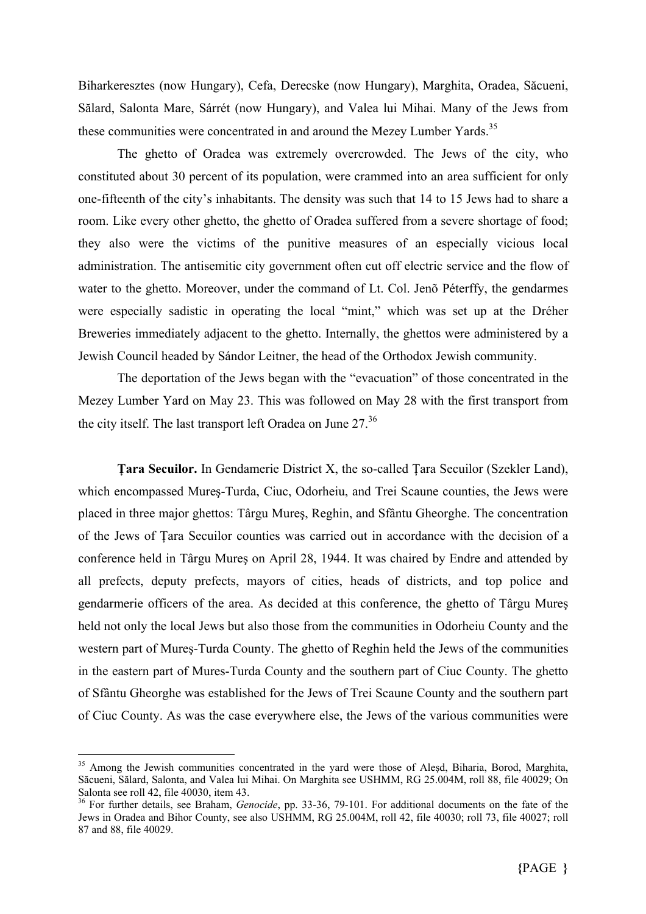Biharkeresztes (now Hungary), Cefa, Derecske (now Hungary), Marghita, Oradea, Săcueni, Sălard, Salonta Mare, Sárrét (now Hungary), and Valea lui Mihai. Many of the Jews from these communities were concentrated in and around the Mezey Lumber Yards.[35]

The ghetto of Oradea was extremely overcrowded. The Jews of the city, who constituted about 30 percent of its population, were crammed into an area sufficient for only one-fifteenth of the city's inhabitants. The density was such that 14 to 15 Jews had to share a room. Like every other ghetto, the ghetto of Oradea suffered from a severe shortage of food; they also were the victims of the punitive measures of an especially vicious local administration. The antisemitic city government often cut off electric service and the flow of water to the ghetto. Moreover, under the command of Lt. Col. Jenõ Péterffy, the gendarmes were especially sadistic in operating the local "mint," which was set up at the Dréher Breweries immediately adjacent to the ghetto. Internally, the ghettos were administered by a Jewish Council headed by Sándor Leitner, the head of the Orthodox Jewish community.

The deportation of the Jews began with the "evacuation" of those concentrated in the Mezey Lumber Yard on May 23. This was followed on May 28 with the first transport from the city itself. The last transport left Oradea on June 27.[36]

**Ţara Secuilor.** In Gendamerie District X, the so-called Ţara Secuilor (Szekler Land), which encompassed Mureş-Turda, Ciuc, Odorheiu, and Trei Scaune counties, the Jews were placed in three major ghettos: Târgu Mureş, Reghin, and Sfântu Gheorghe. The concentration of the Jews of Ţara Secuilor counties was carried out in accordance with the decision of a conference held in Târgu Mureş on April 28, 1944. It was chaired by Endre and attended by all prefects, deputy prefects, mayors of cities, heads of districts, and top police and gendarmerie officers of the area. As decided at this conference, the ghetto of Târgu Mureş held not only the local Jews but also those from the communities in Odorheiu County and the western part of Mureş-Turda County. The ghetto of Reghin held the Jews of the communities in the eastern part of Mures-Turda County and the southern part of Ciuc County. The ghetto of Sfântu Gheorghe was established for the Jews of Trei Scaune County and the southern part of Ciuc County. As was the case everywhere else, the Jews of the various communities were

---

[35] Among the Jewish communities concentrated in the yard were those of Aleşd, Biharia, Borod, Marghita, Săcueni, Sălard, Salonta, and Valea lui Mihai. On Marghita see USHMM, RG 25.004M, roll 88, file 40029; On Salonta see roll 42, file 40030, item 43.

[36] For further details, see Braham, *Genocide*, pp. 33-36, 79-101. For additional documents on the fate of the Jews in Oradea and Bihor County, see also USHMM, RG 25.004M, roll 42, file 40030; roll 73, file 40027; roll 87 and 88, file 40029.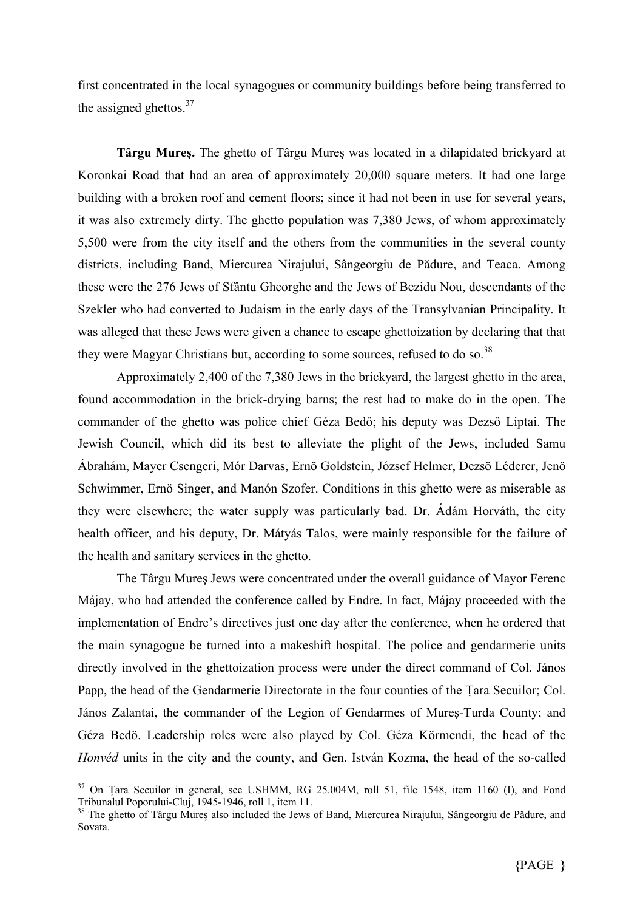first concentrated in the local synagogues or community buildings before being transferred to the assigned ghettos.[37]

**Târgu Mureş.** The ghetto of Târgu Mureş was located in a dilapidated brickyard at Koronkai Road that had an area of approximately 20,000 square meters. It had one large building with a broken roof and cement floors; since it had not been in use for several years, it was also extremely dirty. The ghetto population was 7,380 Jews, of whom approximately 5,500 were from the city itself and the others from the communities in the several county districts, including Band, Miercurea Nirajului, Sângeorgiu de Pădure, and Teaca. Among these were the 276 Jews of Sfântu Gheorghe and the Jews of Bezidu Nou, descendants of the Szekler who had converted to Judaism in the early days of the Transylvanian Principality. It was alleged that these Jews were given a chance to escape ghettoization by declaring that that they were Magyar Christians but, according to some sources, refused to do so.[38]

Approximately 2,400 of the 7,380 Jews in the brickyard, the largest ghetto in the area, found accommodation in the brick-drying barns; the rest had to make do in the open. The commander of the ghetto was police chief Géza Bedö; his deputy was Dezsö Liptai. The Jewish Council, which did its best to alleviate the plight of the Jews, included Samu Ábrahám, Mayer Csengeri, Mór Darvas, Ernö Goldstein, József Helmer, Dezsö Léderer, Jenö Schwimmer, Ernö Singer, and Manón Szofer. Conditions in this ghetto were as miserable as they were elsewhere; the water supply was particularly bad. Dr. Ádám Horváth, the city health officer, and his deputy, Dr. Mátyás Talos, were mainly responsible for the failure of the health and sanitary services in the ghetto.

The Târgu Mureş Jews were concentrated under the overall guidance of Mayor Ferenc Májay, who had attended the conference called by Endre. In fact, Májay proceeded with the implementation of Endre's directives just one day after the conference, when he ordered that the main synagogue be turned into a makeshift hospital. The police and gendarmerie units directly involved in the ghettoization process were under the direct command of Col. János Papp, the head of the Gendarmerie Directorate in the four counties of the Ţara Secuilor; Col. János Zalantai, the commander of the Legion of Gendarmes of Mureş-Turda County; and Géza Bedö. Leadership roles were also played by Col. Géza Körmendi, the head of the *Honvéd* units in the city and the county, and Gen. István Kozma, the head of the so-called

---

[37] On Ţara Secuilor in general, see USHMM, RG 25.004M, roll 51, file 1548, item 1160 (I), and Fond Tribunalul Poporului-Cluj, 1945-1946, roll 1, item 11.

[38] The ghetto of Târgu Mureş also included the Jews of Band, Miercurea Nirajului, Sângeorgiu de Pădure, and Sovata.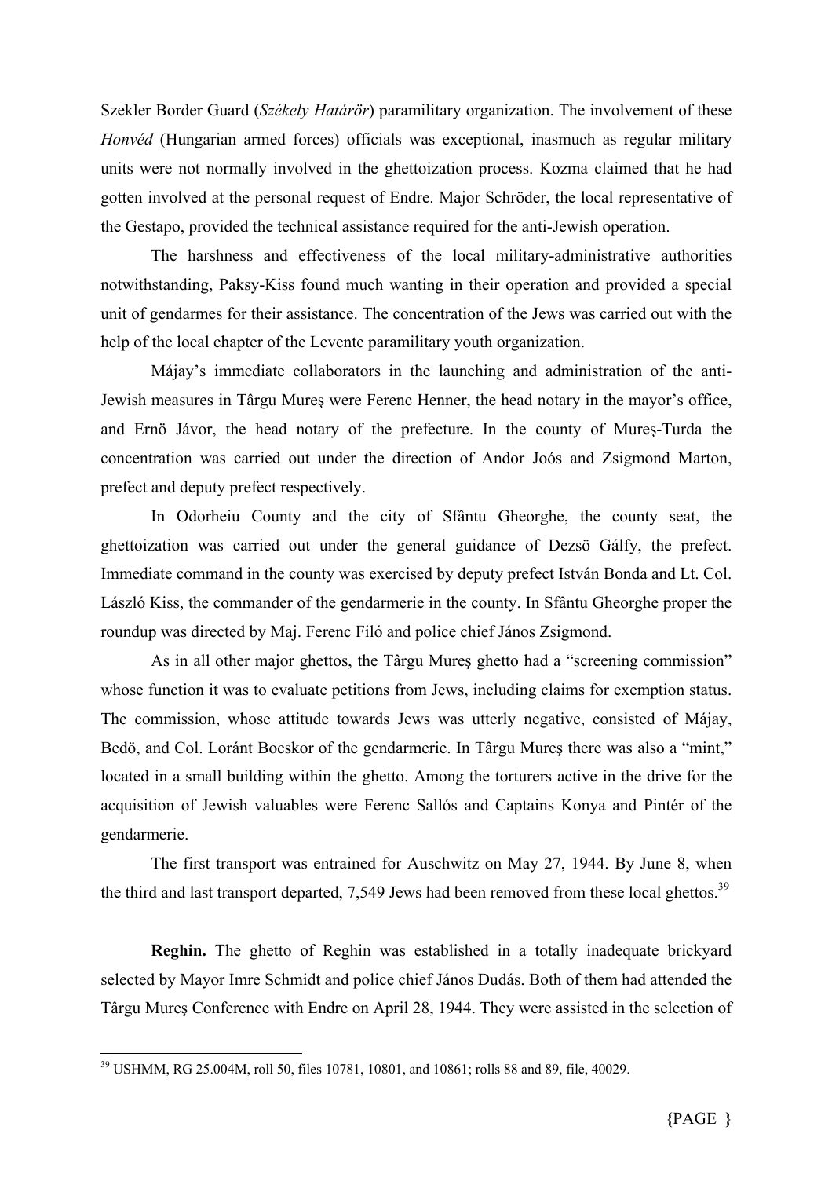Szekler Border Guard (*Székely Határör*) paramilitary organization. The involvement of these *Honvéd* (Hungarian armed forces) officials was exceptional, inasmuch as regular military units were not normally involved in the ghettoization process. Kozma claimed that he had gotten involved at the personal request of Endre. Major Schröder, the local representative of the Gestapo, provided the technical assistance required for the anti-Jewish operation.

The harshness and effectiveness of the local military-administrative authorities notwithstanding, Paksy-Kiss found much wanting in their operation and provided a special unit of gendarmes for their assistance. The concentration of the Jews was carried out with the help of the local chapter of the Levente paramilitary youth organization.

Májay's immediate collaborators in the launching and administration of the anti-Jewish measures in Târgu Mureş were Ferenc Henner, the head notary in the mayor's office, and Ernö Jávor, the head notary of the prefecture. In the county of Mureş-Turda the concentration was carried out under the direction of Andor Joós and Zsigmond Marton, prefect and deputy prefect respectively.

In Odorheiu County and the city of Sfântu Gheorghe, the county seat, the ghettoization was carried out under the general guidance of Dezsö Gálfy, the prefect. Immediate command in the county was exercised by deputy prefect István Bonda and Lt. Col. László Kiss, the commander of the gendarmerie in the county. In Sfântu Gheorghe proper the roundup was directed by Maj. Ferenc Filó and police chief János Zsigmond.

As in all other major ghettos, the Târgu Mureş ghetto had a "screening commission" whose function it was to evaluate petitions from Jews, including claims for exemption status. The commission, whose attitude towards Jews was utterly negative, consisted of Májay, Bedö, and Col. Loránt Bocskor of the gendarmerie. In Târgu Mureş there was also a "mint," located in a small building within the ghetto. Among the torturers active in the drive for the acquisition of Jewish valuables were Ferenc Sallós and Captains Konya and Pintér of the gendarmerie.

The first transport was entrained for Auschwitz on May 27, 1944. By June 8, when the third and last transport departed, 7,549 Jews had been removed from these local ghettos.[39]

**Reghin.** The ghetto of Reghin was established in a totally inadequate brickyard selected by Mayor Imre Schmidt and police chief János Dudás. Both of them had attended the Târgu Mureş Conference with Endre on April 28, 1944. They were assisted in the selection of

---

[39] USHMM, RG 25.004M, roll 50, files 10781, 10801, and 10861; rolls 88 and 89, file, 40029.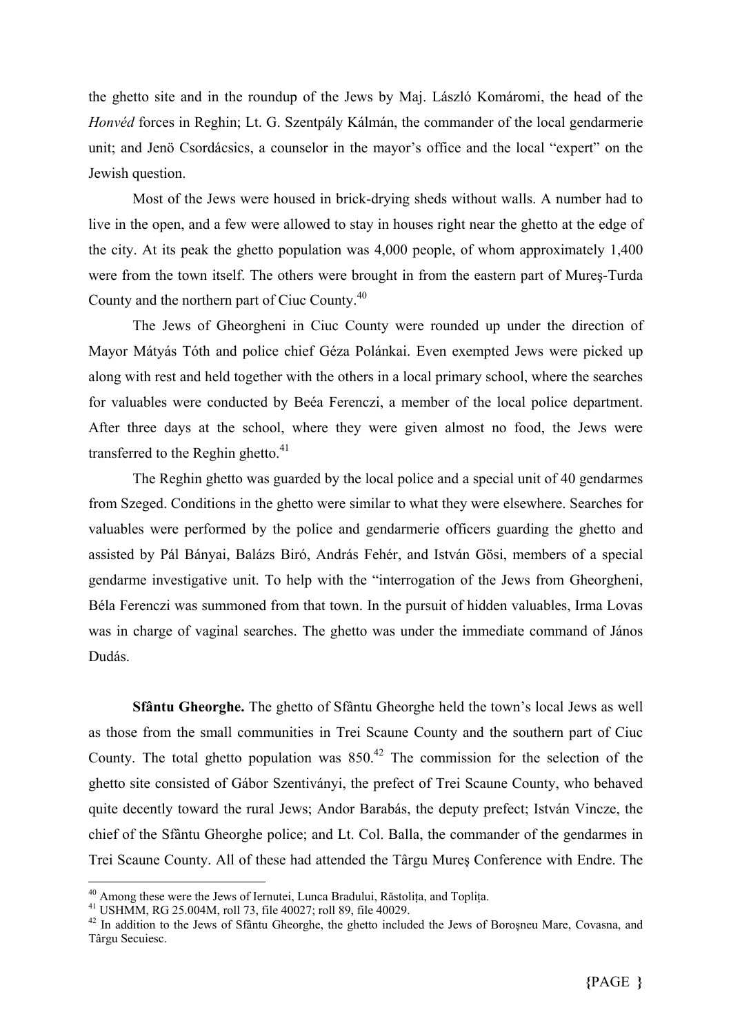the ghetto site and in the roundup of the Jews by Maj. László Komáromi, the head of the *Honvéd* forces in Reghin; Lt. G. Szentpály Kálmán, the commander of the local gendarmerie unit; and Jenö Csordácsics, a counselor in the mayor's office and the local "expert" on the Jewish question.

Most of the Jews were housed in brick-drying sheds without walls. A number had to live in the open, and a few were allowed to stay in houses right near the ghetto at the edge of the city. At its peak the ghetto population was 4,000 people, of whom approximately 1,400 were from the town itself. The others were brought in from the eastern part of Mureş-Turda County and the northern part of Ciuc County.[40]

The Jews of Gheorgheni in Ciuc County were rounded up under the direction of Mayor Mátyás Tóth and police chief Géza Polánkai. Even exempted Jews were picked up along with rest and held together with the others in a local primary school, where the searches for valuables were conducted by Beéa Ferenczi, a member of the local police department. After three days at the school, where they were given almost no food, the Jews were transferred to the Reghin ghetto.[41]

The Reghin ghetto was guarded by the local police and a special unit of 40 gendarmes from Szeged. Conditions in the ghetto were similar to what they were elsewhere. Searches for valuables were performed by the police and gendarmerie officers guarding the ghetto and assisted by Pál Bányai, Balázs Biró, András Fehér, and István Gösi, members of a special gendarme investigative unit. To help with the "interrogation of the Jews from Gheorgheni, Béla Ferenczi was summoned from that town. In the pursuit of hidden valuables, Irma Lovas was in charge of vaginal searches. The ghetto was under the immediate command of János Dudás.

**Sfântu Gheorghe.** The ghetto of Sfântu Gheorghe held the town's local Jews as well as those from the small communities in Trei Scaune County and the southern part of Ciuc County. The total ghetto population was 850.[42] The commission for the selection of the ghetto site consisted of Gábor Szentiványi, the prefect of Trei Scaune County, who behaved quite decently toward the rural Jews; Andor Barabás, the deputy prefect; István Vincze, the chief of the Sfântu Gheorghe police; and Lt. Col. Balla, the commander of the gendarmes in Trei Scaune County. All of these had attended the Târgu Mureş Conference with Endre. The

---

[40] Among these were the Jews of Iernutei, Lunca Bradului, Răstoliţa, and Topliţa.

[41] USHMM, RG 25.004M, roll 73, file 40027; roll 89, file 40029.

[42] In addition to the Jews of Sfântu Gheorghe, the ghetto included the Jews of Boroşneu Mare, Covasna, and Târgu Secuiesc.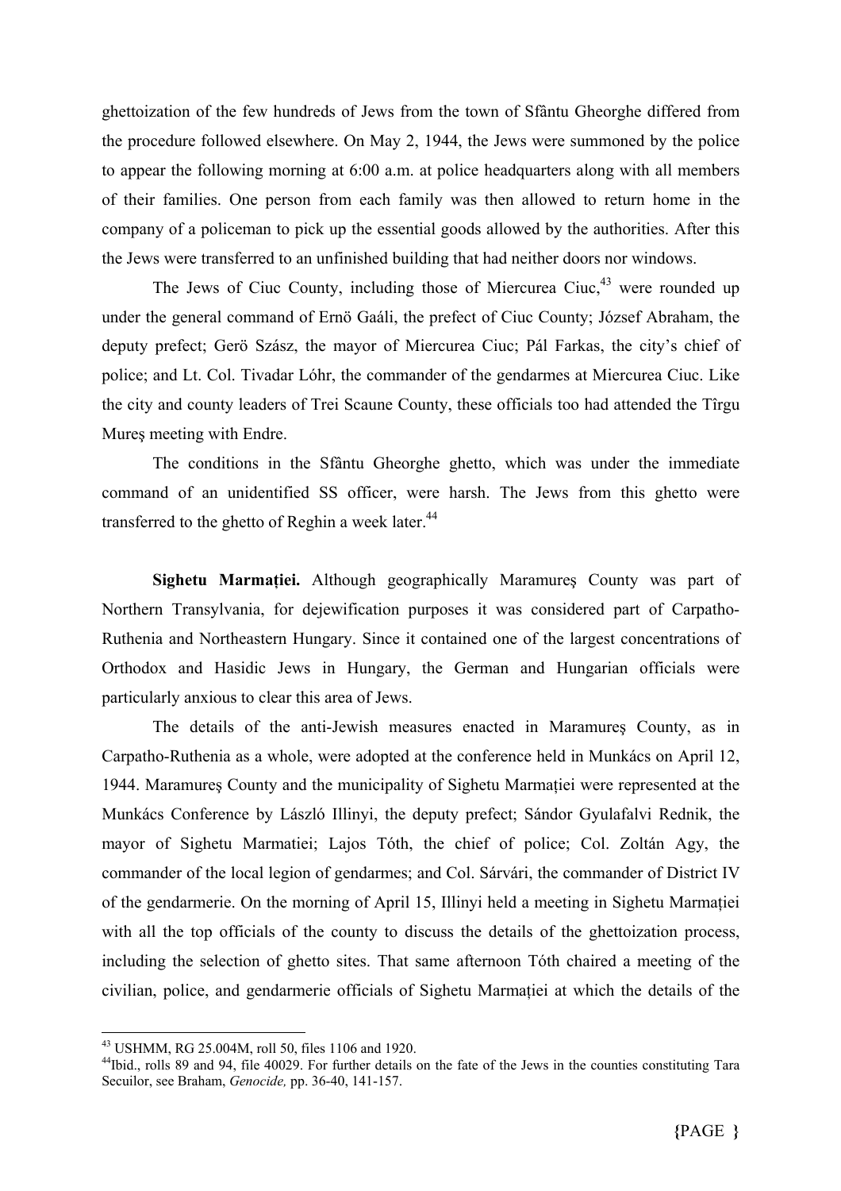ghettoization of the few hundreds of Jews from the town of Sfântu Gheorghe differed from the procedure followed elsewhere. On May 2, 1944, the Jews were summoned by the police to appear the following morning at 6:00 a.m. at police headquarters along with all members of their families. One person from each family was then allowed to return home in the company of a policeman to pick up the essential goods allowed by the authorities. After this the Jews were transferred to an unfinished building that had neither doors nor windows.

The Jews of Ciuc County, including those of Miercurea Ciuc,[43] were rounded up under the general command of Ernö Gaáli, the prefect of Ciuc County; József Abraham, the deputy prefect; Gerö Szász, the mayor of Miercurea Ciuc; Pál Farkas, the city's chief of police; and Lt. Col. Tivadar Lóhr, the commander of the gendarmes at Miercurea Ciuc. Like the city and county leaders of Trei Scaune County, these officials too had attended the Tîrgu Mureş meeting with Endre.

The conditions in the Sfântu Gheorghe ghetto, which was under the immediate command of an unidentified SS officer, were harsh. The Jews from this ghetto were transferred to the ghetto of Reghin a week later.[44]

**Sighetu Marmației.** Although geographically Maramureş County was part of Northern Transylvania, for dejewification purposes it was considered part of Carpatho-Ruthenia and Northeastern Hungary. Since it contained one of the largest concentrations of Orthodox and Hasidic Jews in Hungary, the German and Hungarian officials were particularly anxious to clear this area of Jews.

The details of the anti-Jewish measures enacted in Maramureş County, as in Carpatho-Ruthenia as a whole, were adopted at the conference held in Munkács on April 12, 1944. Maramureş County and the municipality of Sighetu Marmației were represented at the Munkács Conference by László Illinyi, the deputy prefect; Sándor Gyulafalvi Rednik, the mayor of Sighetu Marmatiei; Lajos Tóth, the chief of police; Col. Zoltán Agy, the commander of the local legion of gendarmes; and Col. Sárvári, the commander of District IV of the gendarmerie. On the morning of April 15, Illinyi held a meeting in Sighetu Marmației with all the top officials of the county to discuss the details of the ghettoization process, including the selection of ghetto sites. That same afternoon Tóth chaired a meeting of the civilian, police, and gendarmerie officials of Sighetu Marmației at which the details of the

---

[43] USHMM, RG 25.004M, roll 50, files 1106 and 1920.

[44] Ibid., rolls 89 and 94, file 40029. For further details on the fate of the Jews in the counties constituting Tara Secuilor, see Braham, *Genocide,* pp. 36-40, 141-157.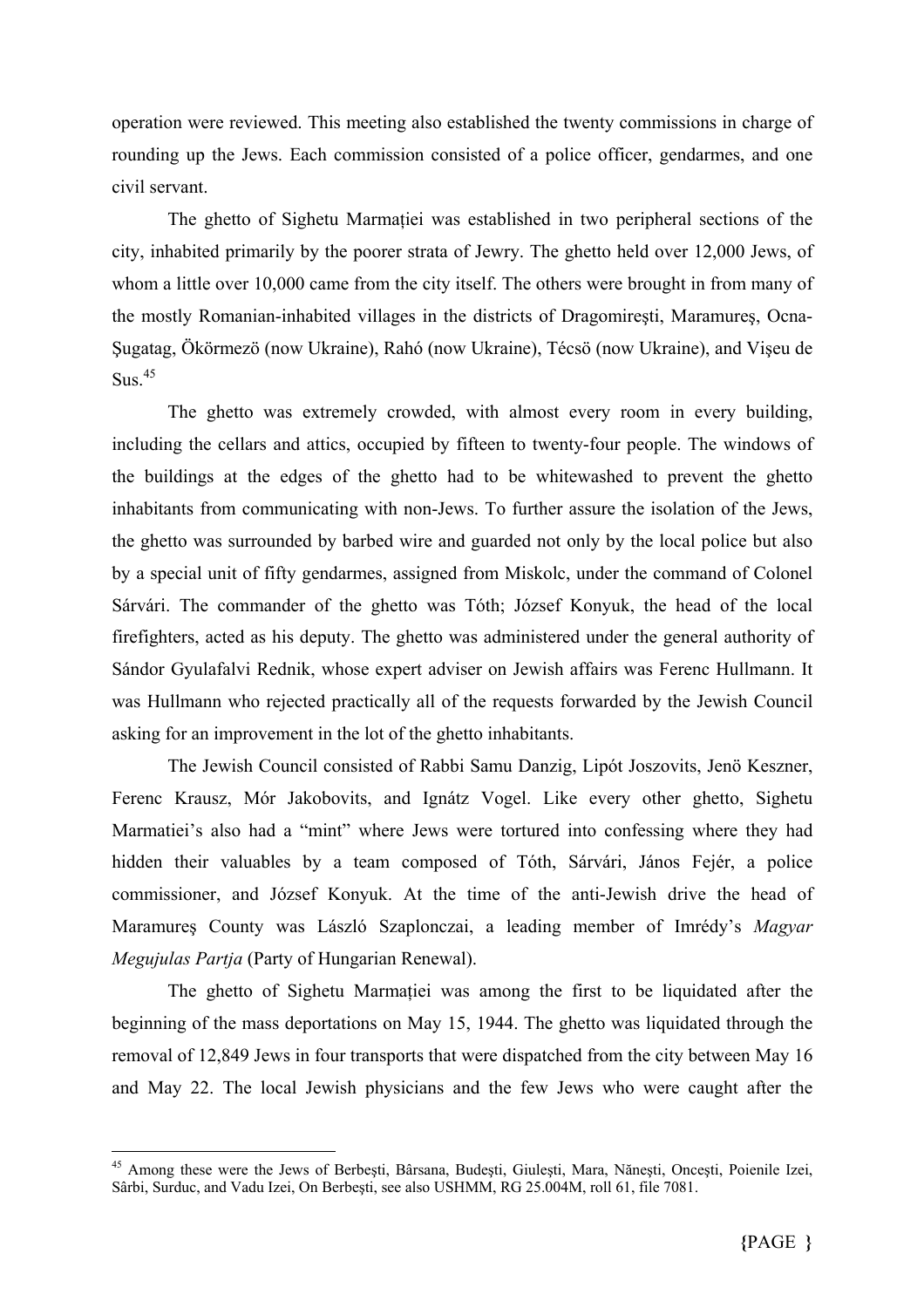operation were reviewed. This meeting also established the twenty commissions in charge of rounding up the Jews. Each commission consisted of a police officer, gendarmes, and one civil servant.

The ghetto of Sighetu Marmației was established in two peripheral sections of the city, inhabited primarily by the poorer strata of Jewry. The ghetto held over 12,000 Jews, of whom a little over 10,000 came from the city itself. The others were brought in from many of the mostly Romanian-inhabited villages in the districts of Dragomireşti, Maramureş, Ocna-Şugatag, Ökörmezö (now Ukraine), Rahó (now Ukraine), Técsö (now Ukraine), and Vişeu de Sus.[45]

The ghetto was extremely crowded, with almost every room in every building, including the cellars and attics, occupied by fifteen to twenty-four people. The windows of the buildings at the edges of the ghetto had to be whitewashed to prevent the ghetto inhabitants from communicating with non-Jews. To further assure the isolation of the Jews, the ghetto was surrounded by barbed wire and guarded not only by the local police but also by a special unit of fifty gendarmes, assigned from Miskolc, under the command of Colonel Sárvári. The commander of the ghetto was Tóth; József Konyuk, the head of the local firefighters, acted as his deputy. The ghetto was administered under the general authority of Sándor Gyulafalvi Rednik, whose expert adviser on Jewish affairs was Ferenc Hullmann. It was Hullmann who rejected practically all of the requests forwarded by the Jewish Council asking for an improvement in the lot of the ghetto inhabitants.

The Jewish Council consisted of Rabbi Samu Danzig, Lipót Joszovits, Jenö Keszner, Ferenc Krausz, Mór Jakobovits, and Ignátz Vogel. Like every other ghetto, Sighetu Marmatiei's also had a "mint" where Jews were tortured into confessing where they had hidden their valuables by a team composed of Tóth, Sárvári, János Fejér, a police commissioner, and József Konyuk. At the time of the anti-Jewish drive the head of Maramureş County was László Szaplonczai, a leading member of Imrédy's *Magyar Megujulas Partja* (Party of Hungarian Renewal).

The ghetto of Sighetu Marmației was among the first to be liquidated after the beginning of the mass deportations on May 15, 1944. The ghetto was liquidated through the removal of 12,849 Jews in four transports that were dispatched from the city between May 16 and May 22. The local Jewish physicians and the few Jews who were caught after the

---

[45] Among these were the Jews of Berbeşti, Bârsana, Budeşti, Giuleşti, Mara, Năneşti, Onceşti, Poienile Izei, Sârbi, Surduc, and Vadu Izei, On Berbeşti, see also USHMM, RG 25.004M, roll 61, file 7081.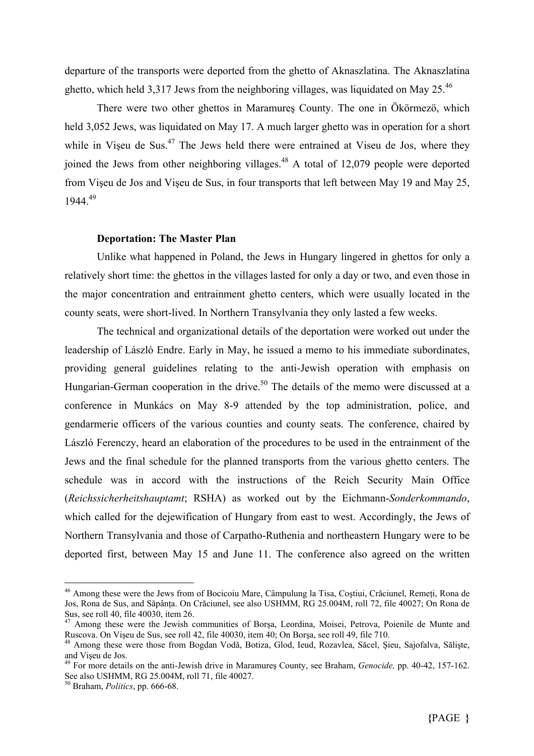departure of the transports were deported from the ghetto of Aknaszlatina. The Aknaszlatina ghetto, which held 3,317 Jews from the neighboring villages, was liquidated on May 25.[46]

There were two other ghettos in Maramureş County. The one in Ökörmezö, which held 3,052 Jews, was liquidated on May 17. A much larger ghetto was in operation for a short while in Vişeu de Sus.[47] The Jews held there were entrained at Viseu de Jos, where they joined the Jews from other neighboring villages.[48] A total of 12,079 people were deported from Vişeu de Jos and Vişeu de Sus, in four transports that left between May 19 and May 25, 1944.[49]

### Deportation: The Master Plan

Unlike what happened in Poland, the Jews in Hungary lingered in ghettos for only a relatively short time: the ghettos in the villages lasted for only a day or two, and even those in the major concentration and entrainment ghetto centers, which were usually located in the county seats, were short-lived. In Northern Transylvania they only lasted a few weeks.

The technical and organizational details of the deportation were worked out under the leadership of László Endre. Early in May, he issued a memo to his immediate subordinates, providing general guidelines relating to the anti-Jewish operation with emphasis on Hungarian-German cooperation in the drive.[50] The details of the memo were discussed at a conference in Munkács on May 8-9 attended by the top administration, police, and gendarmerie officers of the various counties and county seats. The conference, chaired by László Ferenczy, heard an elaboration of the procedures to be used in the entrainment of the Jews and the final schedule for the planned transports from the various ghetto centers. The schedule was in accord with the instructions of the Reich Security Main Office (*Reichssicherheitshauptamt*; RSHA) as worked out by the Eichmann-*Sonderkommando*, which called for the dejewification of Hungary from east to west. Accordingly, the Jews of Northern Transylvania and those of Carpatho-Ruthenia and northeastern Hungary were to be deported first, between May 15 and June 11. The conference also agreed on the written

---

[46] Among these were the Jews from of Bocicoiu Mare, Câmpulung la Tisa, Coştiui, Crăciunel, Remeți, Rona de Jos, Rona de Sus, and Săpânța. On Crăciunel, see also USHMM, RG 25.004M, roll 72, file 40027; On Rona de Sus, see roll 40, file 40030, item 26.

[47] Among these were the Jewish communities of Borşa, Leordina, Moisei, Petrova, Poienile de Munte and Ruscova. On Vişeu de Sus, see roll 42, file 40030, item 40; On Borşa, see roll 49, file 710.

[48] Among these were those from Bogdan Vodă, Botiza, Glod, Ieud, Rozavlea, Săcel, Şieu, Sajofalva, Sălişte, and Vişeu de Jos.

[49] For more details on the anti-Jewish drive in Maramureş County, see Braham, *Genocide,* pp. 40-42, 157-162. See also USHMM, RG 25.004M, roll 71, file 40027.

[50] Braham, *Politics*, pp. 666-68.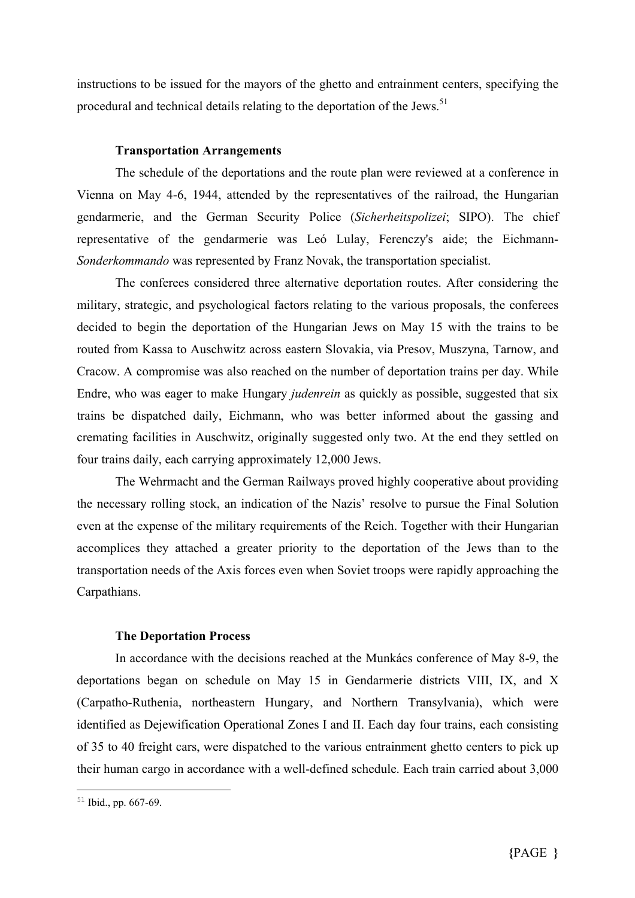instructions to be issued for the mayors of the ghetto and entrainment centers, specifying the procedural and technical details relating to the deportation of the Jews.[51]

**Transportation Arrangements**

The schedule of the deportations and the route plan were reviewed at a conference in Vienna on May 4-6, 1944, attended by the representatives of the railroad, the Hungarian gendarmerie, and the German Security Police (*Sicherheitspolizei*; SIPO). The chief representative of the gendarmerie was Leó Lulay, Ferenczy's aide; the Eichmann-*Sonderkommando* was represented by Franz Novak, the transportation specialist.

The conferees considered three alternative deportation routes. After considering the military, strategic, and psychological factors relating to the various proposals, the conferees decided to begin the deportation of the Hungarian Jews on May 15 with the trains to be routed from Kassa to Auschwitz across eastern Slovakia, via Presov, Muszyna, Tarnow, and Cracow. A compromise was also reached on the number of deportation trains per day. While Endre, who was eager to make Hungary *judenrein* as quickly as possible, suggested that six trains be dispatched daily, Eichmann, who was better informed about the gassing and cremating facilities in Auschwitz, originally suggested only two. At the end they settled on four trains daily, each carrying approximately 12,000 Jews.

The Wehrmacht and the German Railways proved highly cooperative about providing the necessary rolling stock, an indication of the Nazis' resolve to pursue the Final Solution even at the expense of the military requirements of the Reich. Together with their Hungarian accomplices they attached a greater priority to the deportation of the Jews than to the transportation needs of the Axis forces even when Soviet troops were rapidly approaching the Carpathians.

**The Deportation Process**

In accordance with the decisions reached at the Munkács conference of May 8-9, the deportations began on schedule on May 15 in Gendarmerie districts VIII, IX, and X (Carpatho-Ruthenia, northeastern Hungary, and Northern Transylvania), which were identified as Dejewification Operational Zones I and II. Each day four trains, each consisting of 35 to 40 freight cars, were dispatched to the various entrainment ghetto centers to pick up their human cargo in accordance with a well-defined schedule. Each train carried about 3,000

---

[51] Ibid., pp. 667-69.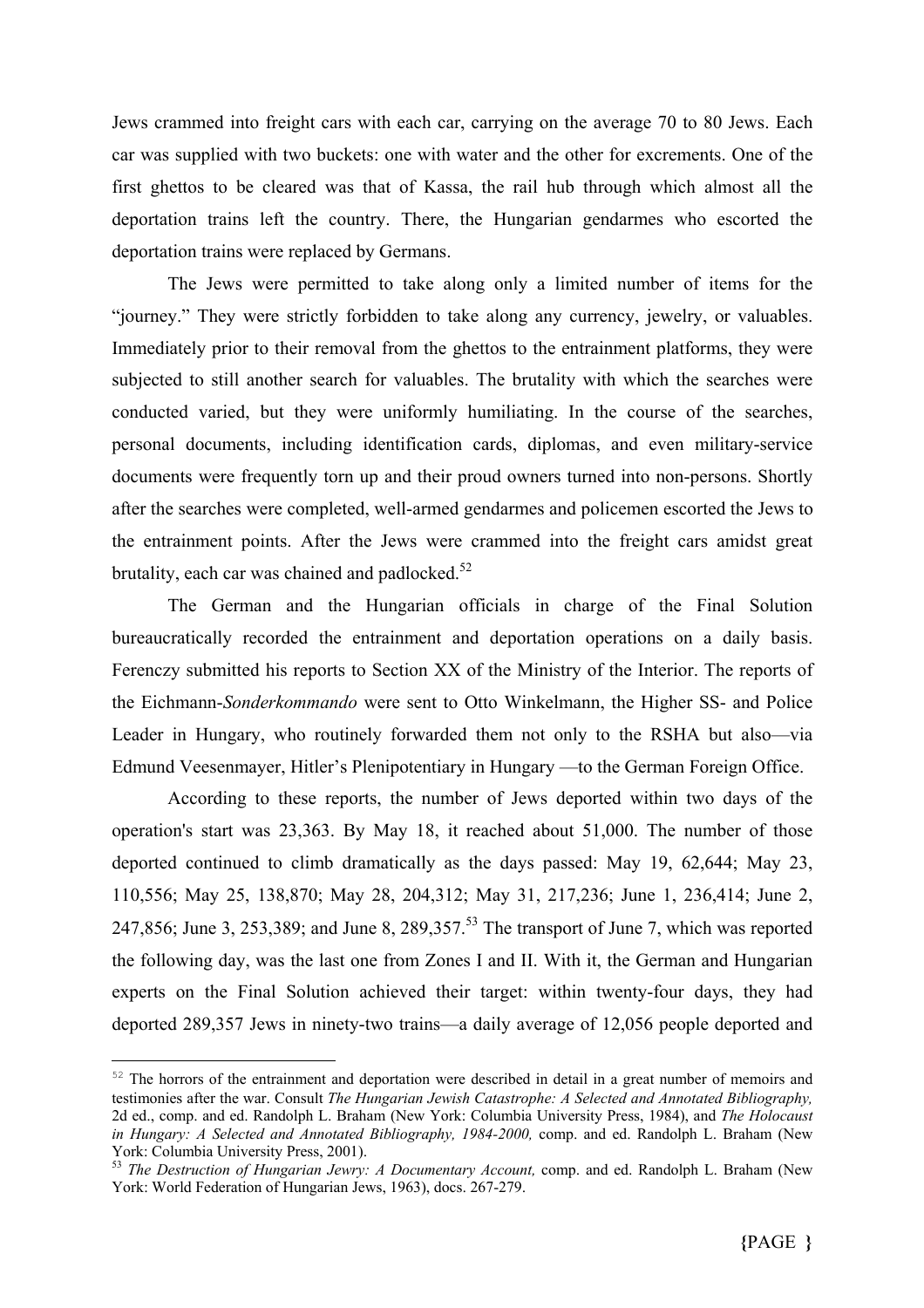Jews crammed into freight cars with each car, carrying on the average 70 to 80 Jews. Each car was supplied with two buckets: one with water and the other for excrements. One of the first ghettos to be cleared was that of Kassa, the rail hub through which almost all the deportation trains left the country. There, the Hungarian gendarmes who escorted the deportation trains were replaced by Germans.

The Jews were permitted to take along only a limited number of items for the "journey." They were strictly forbidden to take along any currency, jewelry, or valuables. Immediately prior to their removal from the ghettos to the entrainment platforms, they were subjected to still another search for valuables. The brutality with which the searches were conducted varied, but they were uniformly humiliating. In the course of the searches, personal documents, including identification cards, diplomas, and even military-service documents were frequently torn up and their proud owners turned into non-persons. Shortly after the searches were completed, well-armed gendarmes and policemen escorted the Jews to the entrainment points. After the Jews were crammed into the freight cars amidst great brutality, each car was chained and padlocked.[52]

The German and the Hungarian officials in charge of the Final Solution bureaucratically recorded the entrainment and deportation operations on a daily basis. Ferenczy submitted his reports to Section XX of the Ministry of the Interior. The reports of the Eichmann-*Sonderkommando* were sent to Otto Winkelmann, the Higher SS- and Police Leader in Hungary, who routinely forwarded them not only to the RSHA but also—via Edmund Veesenmayer, Hitler's Plenipotentiary in Hungary —to the German Foreign Office.

According to these reports, the number of Jews deported within two days of the operation's start was 23,363. By May 18, it reached about 51,000. The number of those deported continued to climb dramatically as the days passed: May 19, 62,644; May 23, 110,556; May 25, 138,870; May 28, 204,312; May 31, 217,236; June 1, 236,414; June 2, 247,856; June 3, 253,389; and June 8, 289,357.[53] The transport of June 7, which was reported the following day, was the last one from Zones I and II. With it, the German and Hungarian experts on the Final Solution achieved their target: within twenty-four days, they had deported 289,357 Jews in ninety-two trains—a daily average of 12,056 people deported and

---

[52] The horrors of the entrainment and deportation were described in detail in a great number of memoirs and testimonies after the war. Consult *The Hungarian Jewish Catastrophe: A Selected and Annotated Bibliography,* 2d ed., comp. and ed. Randolph L. Braham (New York: Columbia University Press, 1984), and *The Holocaust in Hungary: A Selected and Annotated Bibliography, 1984-2000,* comp. and ed. Randolph L. Braham (New York: Columbia University Press, 2001).

[53] *The Destruction of Hungarian Jewry: A Documentary Account,* comp. and ed. Randolph L. Braham (New York: World Federation of Hungarian Jews, 1963), docs. 267-279.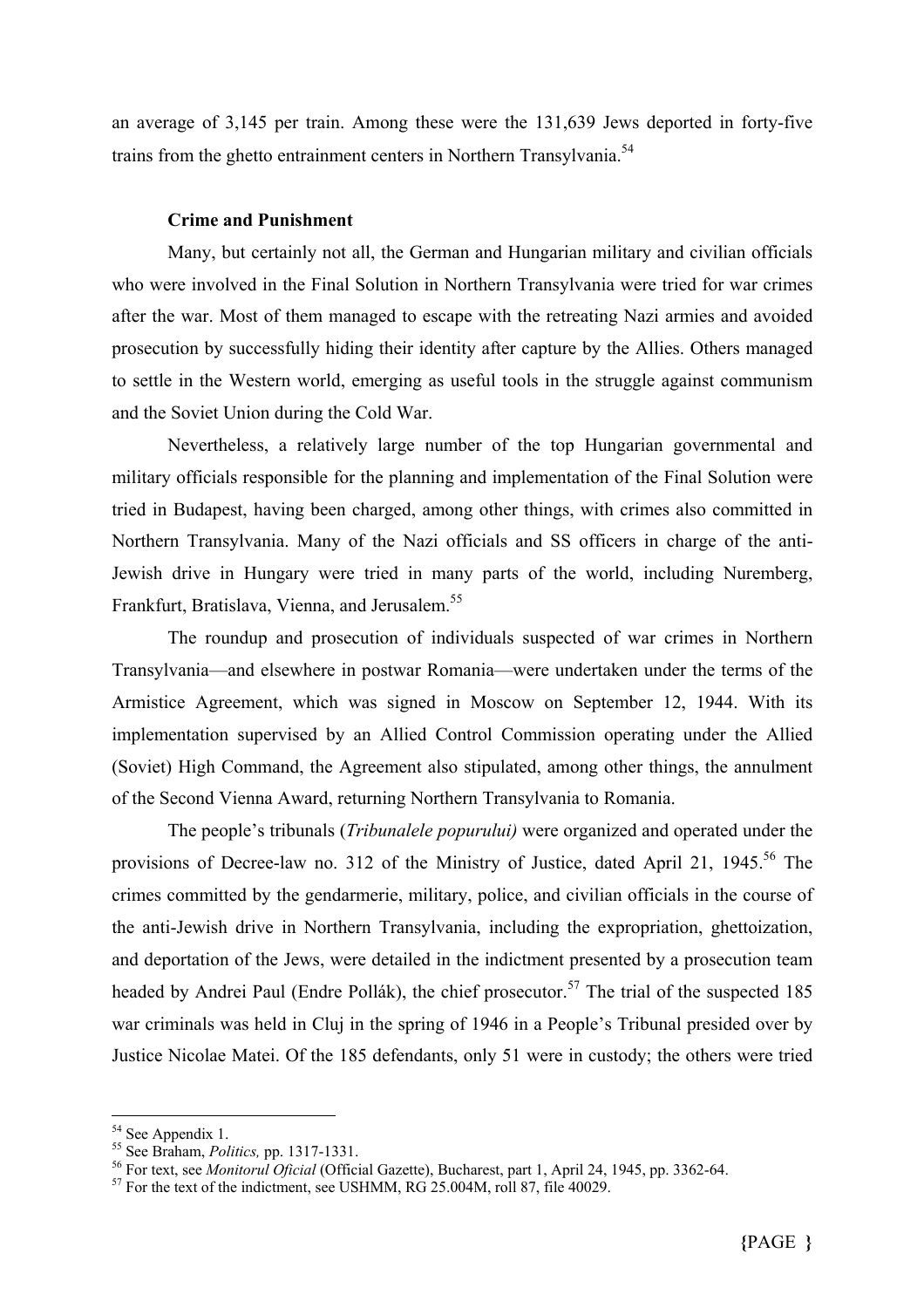an average of 3,145 per train. Among these were the 131,639 Jews deported in forty-five trains from the ghetto entrainment centers in Northern Transylvania.[54]

**Crime and Punishment**

Many, but certainly not all, the German and Hungarian military and civilian officials who were involved in the Final Solution in Northern Transylvania were tried for war crimes after the war. Most of them managed to escape with the retreating Nazi armies and avoided prosecution by successfully hiding their identity after capture by the Allies. Others managed to settle in the Western world, emerging as useful tools in the struggle against communism and the Soviet Union during the Cold War.

Nevertheless, a relatively large number of the top Hungarian governmental and military officials responsible for the planning and implementation of the Final Solution were tried in Budapest, having been charged, among other things, with crimes also committed in Northern Transylvania. Many of the Nazi officials and SS officers in charge of the anti-Jewish drive in Hungary were tried in many parts of the world, including Nuremberg, Frankfurt, Bratislava, Vienna, and Jerusalem.[55]

The roundup and prosecution of individuals suspected of war crimes in Northern Transylvania—and elsewhere in postwar Romania—were undertaken under the terms of the Armistice Agreement, which was signed in Moscow on September 12, 1944. With its implementation supervised by an Allied Control Commission operating under the Allied (Soviet) High Command, the Agreement also stipulated, among other things, the annulment of the Second Vienna Award, returning Northern Transylvania to Romania.

The people's tribunals (*Tribunalele popurului)* were organized and operated under the provisions of Decree-law no. 312 of the Ministry of Justice, dated April 21, 1945.[56] The crimes committed by the gendarmerie, military, police, and civilian officials in the course of the anti-Jewish drive in Northern Transylvania, including the expropriation, ghettoization, and deportation of the Jews, were detailed in the indictment presented by a prosecution team headed by Andrei Paul (Endre Pollák), the chief prosecutor.[57] The trial of the suspected 185 war criminals was held in Cluj in the spring of 1946 in a People's Tribunal presided over by Justice Nicolae Matei. Of the 185 defendants, only 51 were in custody; the others were tried

---

[54] See Appendix 1.

[55] See Braham, *Politics,* pp. 1317-1331.

[56] For text, see *Monitorul Oficial* (Official Gazette), Bucharest, part 1, April 24, 1945, pp. 3362-64.

[57] For the text of the indictment, see USHMM, RG 25.004M, roll 87, file 40029.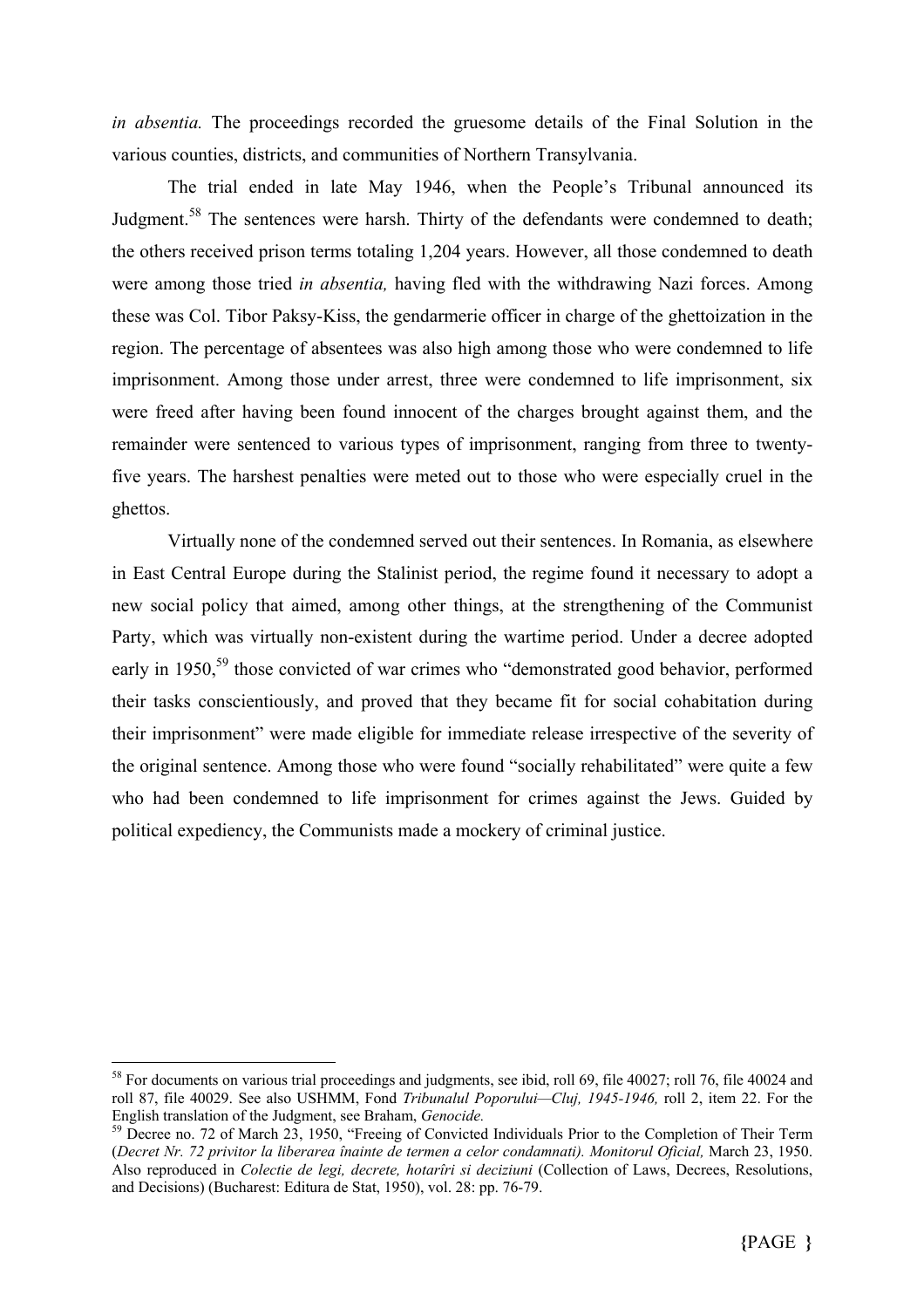*in absentia.* The proceedings recorded the gruesome details of the Final Solution in the various counties, districts, and communities of Northern Transylvania.

The trial ended in late May 1946, when the People's Tribunal announced its Judgment.[58] The sentences were harsh. Thirty of the defendants were condemned to death; the others received prison terms totaling 1,204 years. However, all those condemned to death were among those tried *in absentia,* having fled with the withdrawing Nazi forces. Among these was Col. Tibor Paksy-Kiss, the gendarmerie officer in charge of the ghettoization in the region. The percentage of absentees was also high among those who were condemned to life imprisonment. Among those under arrest, three were condemned to life imprisonment, six were freed after having been found innocent of the charges brought against them, and the remainder were sentenced to various types of imprisonment, ranging from three to twenty-five years. The harshest penalties were meted out to those who were especially cruel in the ghettos.

Virtually none of the condemned served out their sentences. In Romania, as elsewhere in East Central Europe during the Stalinist period, the regime found it necessary to adopt a new social policy that aimed, among other things, at the strengthening of the Communist Party, which was virtually non-existent during the wartime period. Under a decree adopted early in 1950,[59] those convicted of war crimes who "demonstrated good behavior, performed their tasks conscientiously, and proved that they became fit for social cohabitation during their imprisonment" were made eligible for immediate release irrespective of the severity of the original sentence. Among those who were found "socially rehabilitated" were quite a few who had been condemned to life imprisonment for crimes against the Jews. Guided by political expediency, the Communists made a mockery of criminal justice.

---

[58] For documents on various trial proceedings and judgments, see ibid, roll 69, file 40027; roll 76, file 40024 and roll 87, file 40029. See also USHMM, Fond *Tribunalul Poporului—Cluj, 1945-1946,* roll 2, item 22. For the English translation of the Judgment, see Braham, *Genocide.*

[59] Decree no. 72 of March 23, 1950, "Freeing of Convicted Individuals Prior to the Completion of Their Term (*Decret Nr. 72 privitor la liberarea înainte de termen a celor condamnati). Monitorul Oficial,* March 23, 1950. Also reproduced in *Colectie de legi, decrete, hotarîri si deciziuni* (Collection of Laws, Decrees, Resolutions, and Decisions) (Bucharest: Editura de Stat, 1950), vol. 28: pp. 76-79.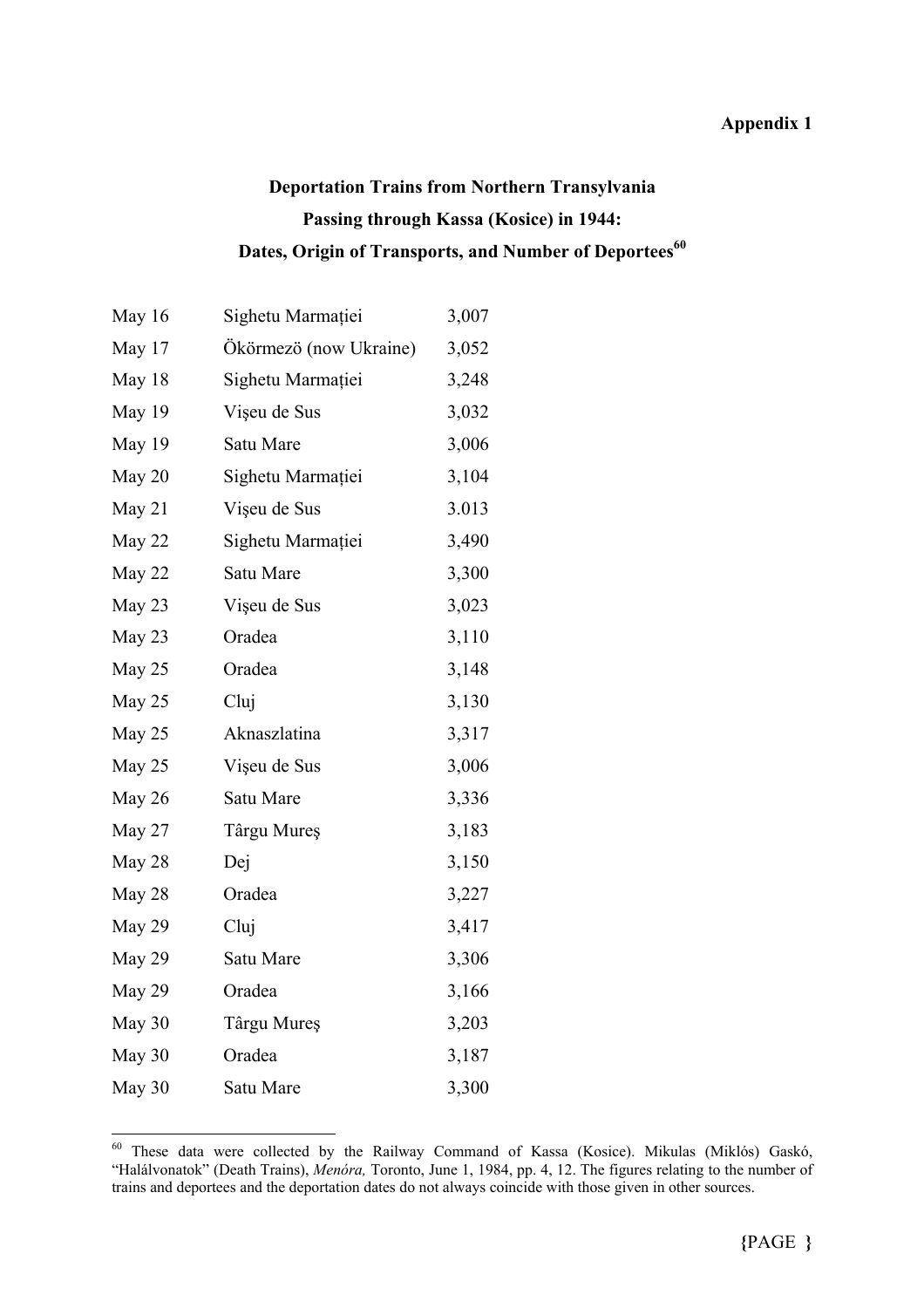**Appendix 1**

## Deportation Trains from Northern Transylvania Passing through Kassa (Kosice) in 1944: Dates, Origin of Transports, and Number of Deportees[60]

| | | |
|---|---|---|
| May 16 | Sighetu Marmației | 3,007 |
| May 17 | Ökörmezö (now Ukraine) | 3,052 |
| May 18 | Sighetu Marmației | 3,248 |
| May 19 | Vişeu de Sus | 3,032 |
| May 19 | Satu Mare | 3,006 |
| May 20 | Sighetu Marmației | 3,104 |
| May 21 | Vişeu de Sus | 3.013 |
| May 22 | Sighetu Marmației | 3,490 |
| May 22 | Satu Mare | 3,300 |
| May 23 | Vişeu de Sus | 3,023 |
| May 23 | Oradea | 3,110 |
| May 25 | Oradea | 3,148 |
| May 25 | Cluj | 3,130 |
| May 25 | Aknaszlatina | 3,317 |
| May 25 | Vişeu de Sus | 3,006 |
| May 26 | Satu Mare | 3,336 |
| May 27 | Târgu Mureş | 3,183 |
| May 28 | Dej | 3,150 |
| May 28 | Oradea | 3,227 |
| May 29 | Cluj | 3,417 |
| May 29 | Satu Mare | 3,306 |
| May 29 | Oradea | 3,166 |
| May 30 | Târgu Mureş | 3,203 |
| May 30 | Oradea | 3,187 |
| May 30 | Satu Mare | 3,300 |

---

[60] These data were collected by the Railway Command of Kassa (Kosice). Mikulas (Miklós) Gaskó, "Halálvonatok" (Death Trains), *Menóra,* Toronto, June 1, 1984, pp. 4, 12. The figures relating to the number of trains and deportees and the deportation dates do not always coincide with those given in other sources.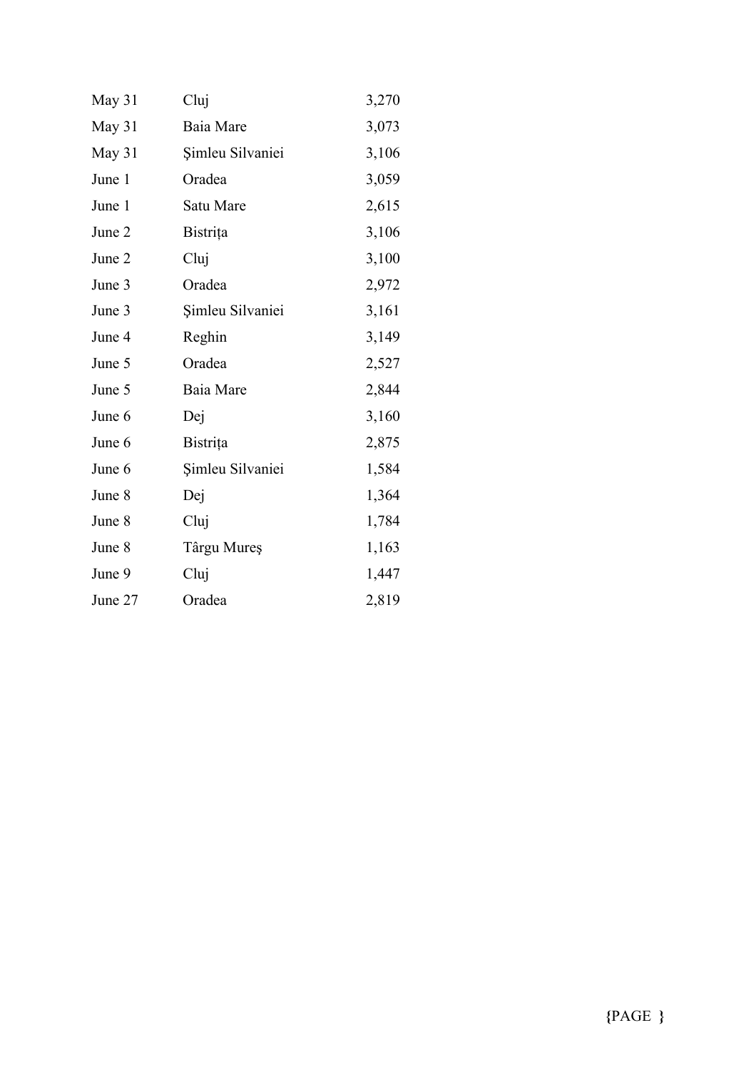| | | |
|---|---|---|
| May 31 | Cluj | 3,270 |
| May 31 | Baia Mare | 3,073 |
| May 31 | Șimleu Silvaniei | 3,106 |
| June 1 | Oradea | 3,059 |
| June 1 | Satu Mare | 2,615 |
| June 2 | Bistrița | 3,106 |
| June 2 | Cluj | 3,100 |
| June 3 | Oradea | 2,972 |
| June 3 | Șimleu Silvaniei | 3,161 |
| June 4 | Reghin | 3,149 |
| June 5 | Oradea | 2,527 |
| June 5 | Baia Mare | 2,844 |
| June 6 | Dej | 3,160 |
| June 6 | Bistrița | 2,875 |
| June 6 | Șimleu Silvaniei | 1,584 |
| June 8 | Dej | 1,364 |
| June 8 | Cluj | 1,784 |
| June 8 | Târgu Mureş | 1,163 |
| June 9 | Cluj | 1,447 |
| June 27 | Oradea | 2,819 |